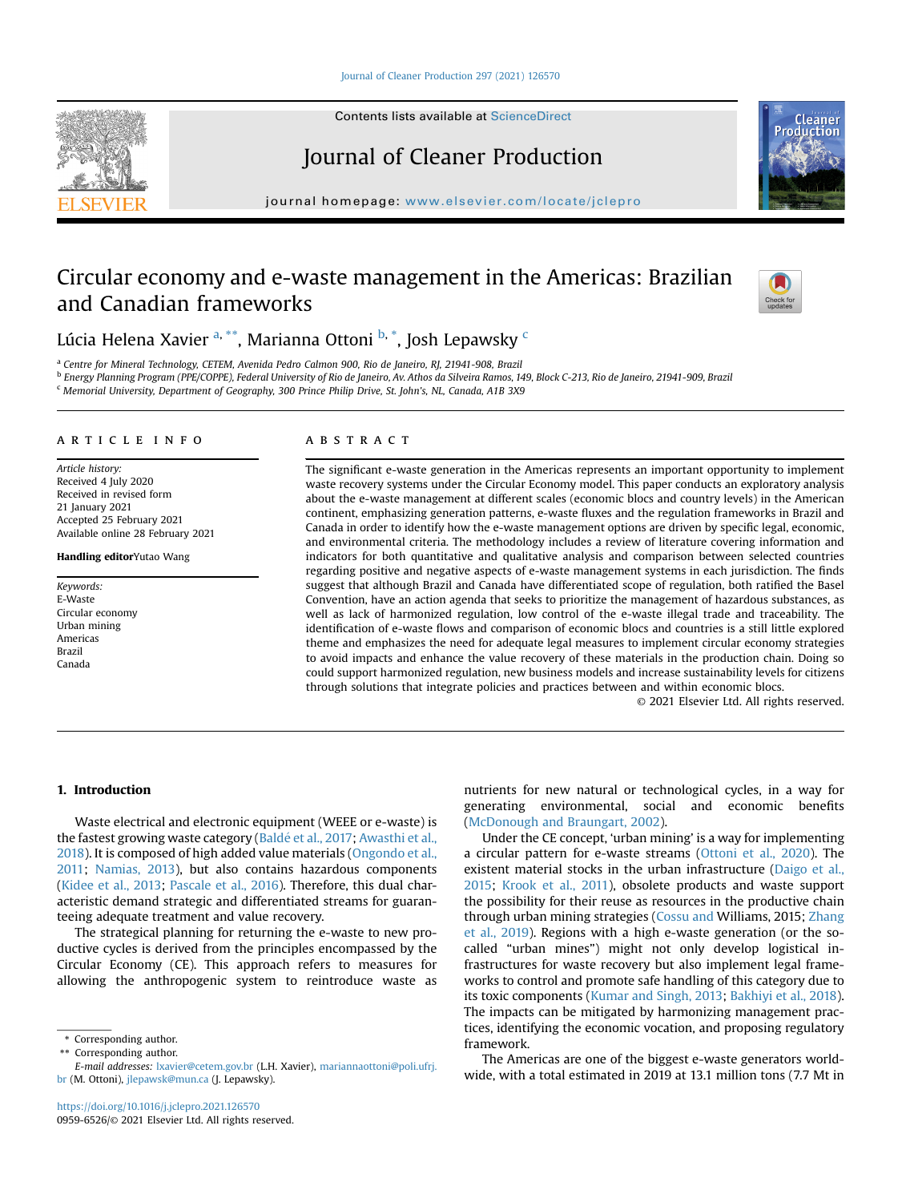# Circular economy and e-waste management in the Americas: Brazilian and Canadian frameworks

Lúcia Helena Xavier [a, **], Marianna Ottoni [b, *], Josh Lepawsky [c]

[a] Centre for Mineral Technology, CETEM, Avenida Pedro Calmon 900, Rio de Janeiro, RJ, 21941-908, Brazil
[b] Energy Planning Program (PPE/COPPE), Federal University of Rio de Janeiro, Av. Athos da Silveira Ramos, 149, Block C-213, Rio de Janeiro, 21941-909, Brazil
[c] Memorial University, Department of Geography, 300 Prince Philip Drive, St. John's, NL, Canada, A1B 3X9

## ARTICLE INFO

*Article history:*
Received 4 July 2020
Received in revised form
21 January 2021
Accepted 25 February 2021
Available online 28 February 2021

**Handling editor** Yutao Wang

*Keywords:*
E-Waste
Circular economy
Urban mining
Americas
Brazil
Canada

## ABSTRACT

The significant e-waste generation in the Americas represents an important opportunity to implement waste recovery systems under the Circular Economy model. This paper conducts an exploratory analysis about the e-waste management at different scales (economic blocs and country levels) in the American continent, emphasizing generation patterns, e-waste fluxes and the regulation frameworks in Brazil and Canada in order to identify how the e-waste management options are driven by specific legal, economic, and environmental criteria. The methodology includes a review of literature covering information and indicators for both quantitative and qualitative analysis and comparison between selected countries regarding positive and negative aspects of e-waste management systems in each jurisdiction. The finds suggest that although Brazil and Canada have differentiated scope of regulation, both ratified the Basel Convention, have an action agenda that seeks to prioritize the management of hazardous substances, as well as lack of harmonized regulation, low control of the e-waste illegal trade and traceability. The identification of e-waste flows and comparison of economic blocs and countries is a still little explored theme and emphasizes the need for adequate legal measures to implement circular economy strategies to avoid impacts and enhance the value recovery of these materials in the production chain. Doing so could support harmonized regulation, new business models and increase sustainability levels for citizens through solutions that integrate policies and practices between and within economic blocs.

© 2021 Elsevier Ltd. All rights reserved.

## 1. Introduction

Waste electrical and electronic equipment (WEEE or e-waste) is the fastest growing waste category (Baldé et al., 2017; Awasthi et al., 2018). It is composed of high added value materials (Ongondo et al., 2011; Namias, 2013), but also contains hazardous components (Kidee et al., 2013; Pascale et al., 2016). Therefore, this dual characteristic demand strategic and differentiated streams for guaranteeing adequate treatment and value recovery.

The strategical planning for returning the e-waste to new productive cycles is derived from the principles encompassed by the Circular Economy (CE). This approach refers to measures for allowing the anthropogenic system to reintroduce waste as nutrients for new natural or technological cycles, in a way for generating environmental, social and economic benefits (McDonough and Braungart, 2002).

Under the CE concept, 'urban mining' is a way for implementing a circular pattern for e-waste streams (Ottoni et al., 2020). The existent material stocks in the urban infrastructure (Daigo et al., 2015; Krook et al., 2011), obsolete products and waste support the possibility for their reuse as resources in the productive chain through urban mining strategies (Cossu and Williams, 2015; Zhang et al., 2019). Regions with a high e-waste generation (or the so-called "urban mines") might not only develop logistical infrastructures for waste recovery but also implement legal frameworks to control and promote safe handling of this category due to its toxic components (Kumar and Singh, 2013; Bakhiyi et al., 2018). The impacts can be mitigated by harmonizing management practices, identifying the economic vocation, and proposing regulatory framework.

The Americas are one of the biggest e-waste generators worldwide, with a total estimated in 2019 at 13.1 million tons (7.7 Mt in

\* Corresponding author.
\*\* Corresponding author.
*E-mail addresses:* lxavier@cetem.gov.br (L.H. Xavier), mariannaottoni@poli.ufrj.br (M. Ottoni), jlepawsk@mun.ca (J. Lepawsky).

https://doi.org/10.1016/j.jclepro.2021.126570
0959-6526/© 2021 Elsevier Ltd. All rights reserved.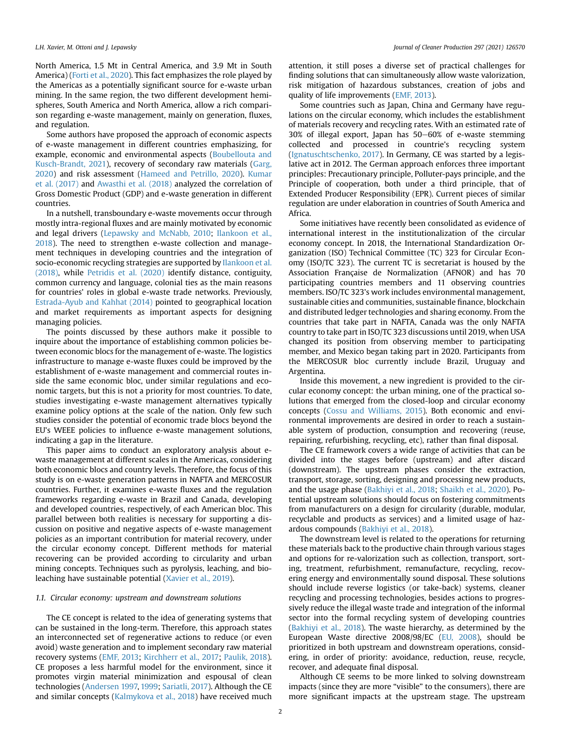North America, 1.5 Mt in Central America, and 3.9 Mt in South America) (Forti et al., 2020). This fact emphasizes the role played by the Americas as a potentially significant source for e-waste urban mining. In the same region, the two different development hemispheres, South America and North America, allow a rich comparison regarding e-waste management, mainly on generation, fluxes, and regulation.

Some authors have proposed the approach of economic aspects of e-waste management in different countries emphasizing, for example, economic and environmental aspects (Boubellouta and Kusch-Brandt, 2021), recovery of secondary raw materials (Garg, 2020) and risk assessment (Hameed and Petrillo, 2020). Kumar et al. (2017) and Awasthi et al. (2018) analyzed the correlation of Gross Domestic Product (GDP) and e-waste generation in different countries.

In a nutshell, transboundary e-waste movements occur through mostly intra-regional fluxes and are mainly motivated by economic and legal drivers (Lepawsky and McNabb, 2010; Ilankoon et al., 2018). The need to strengthen e-waste collection and management techniques in developing countries and the integration of socio-economic recycling strategies are supported by Ilankoon et al. (2018), while Petridis et al. (2020) identify distance, contiguity, common currency and language, colonial ties as the main reasons for countries' roles in global e-waste trade networks. Previously, Estrada-Ayub and Kahhat (2014) pointed to geographical location and market requirements as important aspects for designing managing policies.

The points discussed by these authors make it possible to inquire about the importance of establishing common policies between economic blocs for the management of e-waste. The logistics infrastructure to manage e-waste fluxes could be improved by the establishment of e-waste management and commercial routes inside the same economic bloc, under similar regulations and economic targets, but this is not a priority for most countries. To date, studies investigating e-waste management alternatives typically examine policy options at the scale of the nation. Only few such studies consider the potential of economic trade blocs beyond the EU's WEEE policies to influence e-waste management solutions, indicating a gap in the literature.

This paper aims to conduct an exploratory analysis about e-waste management at different scales in the Americas, considering both economic blocs and country levels. Therefore, the focus of this study is on e-waste generation patterns in NAFTA and MERCOSUR countries. Further, it examines e-waste fluxes and the regulation frameworks regarding e-waste in Brazil and Canada, developing and developed countries, respectively, of each American bloc. This parallel between both realities is necessary for supporting a discussion on positive and negative aspects of e-waste management policies as an important contribution for material recovery, under the circular economy concept. Different methods for material recovering can be provided according to circularity and urban mining concepts. Techniques such as pyrolysis, leaching, and bioleaching have sustainable potential (Xavier et al., 2019).

### 1.1. Circular economy: upstream and downstream solutions

The CE concept is related to the idea of generating systems that can be sustained in the long-term. Therefore, this approach states an interconnected set of regenerative actions to reduce (or even avoid) waste generation and to implement secondary raw material recovery systems (EMF, 2013; Kirchherr et al., 2017; Paulik, 2018). CE proposes a less harmful model for the environment, since it promotes virgin material minimization and espousal of clean technologies (Andersen 1997, 1999; Sariatli, 2017). Although the CE and similar concepts (Kalmykova et al., 2018) have received much attention, it still poses a diverse set of practical challenges for finding solutions that can simultaneously allow waste valorization, risk mitigation of hazardous substances, creation of jobs and quality of life improvements (EMF, 2013).

Some countries such as Japan, China and Germany have regulations on the circular economy, which includes the establishment of materials recovery and recycling rates. With an estimated rate of 30% of illegal export, Japan has 50–60% of e-waste stemming collected and processed in countrie's recycling system (Ignatuschtschenko, 2017). In Germany, CE was started by a legislative act in 2012. The German approach enforces three important principles: Precautionary principle, Polluter-pays principle, and the Principle of cooperation, both under a third principle, that of Extended Producer Responsibility (EPR). Current pieces of similar regulation are under elaboration in countries of South America and Africa.

Some initiatives have recently been consolidated as evidence of international interest in the institutionalization of the circular economy concept. In 2018, the International Standardization Organization (ISO) Technical Committee (TC) 323 for Circular Economy (ISO/TC 323). The current TC is secretariat is housed by the Association Française de Normalization (AFNOR) and has 70 participating countries members and 11 observing countries members. ISO/TC 323's work includes environmental management, sustainable cities and communities, sustainable finance, blockchain and distributed ledger technologies and sharing economy. From the countries that take part in NAFTA, Canada was the only NAFTA country to take part in ISO/TC 323 discussions until 2019, when USA changed its position from observing member to participating member, and Mexico began taking part in 2020. Participants from the MERCOSUR bloc currently include Brazil, Uruguay and Argentina.

Inside this movement, a new ingredient is provided to the circular economy concept: the urban mining, one of the practical solutions that emerged from the closed-loop and circular economy concepts (Cossu and Williams, 2015). Both economic and environmental improvements are desired in order to reach a sustainable system of production, consumption and recovering (reuse, repairing, refurbishing, recycling, etc), rather than final disposal.

The CE framework covers a wide range of activities that can be divided into the stages before (upstream) and after discard (downstream). The upstream phases consider the extraction, transport, storage, sorting, designing and processing new products, and the usage phase (Bakhiyi et al., 2018; Shaikh et al., 2020). Potential upstream solutions should focus on fostering commitments from manufacturers on a design for circularity (durable, modular, recyclable and products as services) and a limited usage of hazardous compounds (Bakhiyi et al., 2018).

The downstream level is related to the operations for returning these materials back to the productive chain through various stages and options for re-valorization such as collection, transport, sorting, treatment, refurbishment, remanufacture, recycling, recovering energy and environmentally sound disposal. These solutions should include reverse logistics (or take-back) systems, cleaner recycling and processing technologies, besides actions to progressively reduce the illegal waste trade and integration of the informal sector into the formal recycling system of developing countries (Bakhiyi et al., 2018). The waste hierarchy, as determined by the European Waste directive 2008/98/EC (EU, 2008), should be prioritized in both upstream and downstream operations, considering, in order of priority: avoidance, reduction, reuse, recycle, recover, and adequate final disposal.

Although CE seems to be more linked to solving downstream impacts (since they are more "visible" to the consumers), there are more significant impacts at the upstream stage. The upstream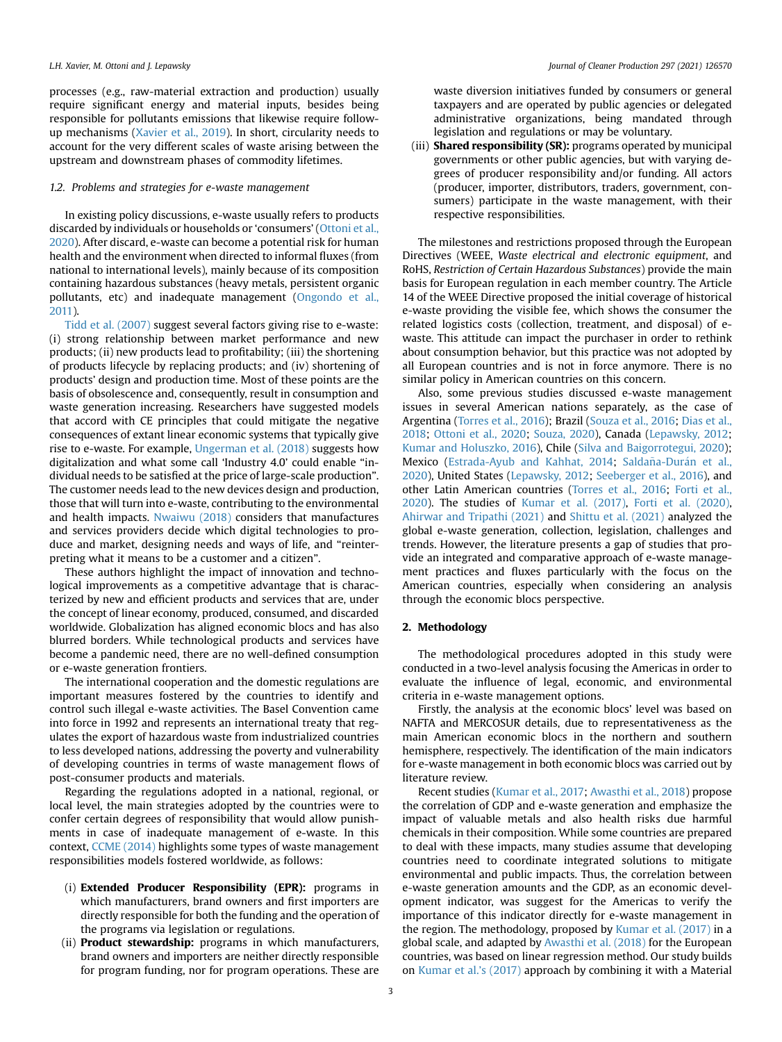processes (e.g., raw-material extraction and production) usually require significant energy and material inputs, besides being responsible for pollutants emissions that likewise require follow-up mechanisms (Xavier et al., 2019). In short, circularity needs to account for the very different scales of waste arising between the upstream and downstream phases of commodity lifetimes.

### 1.2. Problems and strategies for e-waste management

In existing policy discussions, e-waste usually refers to products discarded by individuals or households or 'consumers' (Ottoni et al., 2020). After discard, e-waste can become a potential risk for human health and the environment when directed to informal fluxes (from national to international levels), mainly because of its composition containing hazardous substances (heavy metals, persistent organic pollutants, etc) and inadequate management (Ongondo et al., 2011).

Tidd et al. (2007) suggest several factors giving rise to e-waste: (i) strong relationship between market performance and new products; (ii) new products lead to profitability; (iii) the shortening of products lifecycle by replacing products; and (iv) shortening of products' design and production time. Most of these points are the basis of obsolescence and, consequently, result in consumption and waste generation increasing. Researchers have suggested models that accord with CE principles that could mitigate the negative consequences of extant linear economic systems that typically give rise to e-waste. For example, Ungerman et al. (2018) suggests how digitalization and what some call 'Industry 4.0' could enable "individual needs to be satisfied at the price of large-scale production". The customer needs lead to the new devices design and production, those that will turn into e-waste, contributing to the environmental and health impacts. Nwaiwu (2018) considers that manufactures and services providers decide which digital technologies to produce and market, designing needs and ways of life, and "reinterpreting what it means to be a customer and a citizen".

These authors highlight the impact of innovation and technological improvements as a competitive advantage that is characterized by new and efficient products and services that are, under the concept of linear economy, produced, consumed, and discarded worldwide. Globalization has aligned economic blocs and has also blurred borders. While technological products and services have become a pandemic need, there are no well-defined consumption or e-waste generation frontiers.

The international cooperation and the domestic regulations are important measures fostered by the countries to identify and control such illegal e-waste activities. The Basel Convention came into force in 1992 and represents an international treaty that regulates the export of hazardous waste from industrialized countries to less developed nations, addressing the poverty and vulnerability of developing countries in terms of waste management flows of post-consumer products and materials.

Regarding the regulations adopted in a national, regional, or local level, the main strategies adopted by the countries were to confer certain degrees of responsibility that would allow punishments in case of inadequate management of e-waste. In this context, CCME (2014) highlights some types of waste management responsibilities models fostered worldwide, as follows:

(i) **Extended Producer Responsibility (EPR):** programs in which manufacturers, brand owners and first importers are directly responsible for both the funding and the operation of the programs via legislation or regulations.
(ii) **Product stewardship:** programs in which manufacturers, brand owners and importers are neither directly responsible for program funding, nor for program operations. These are waste diversion initiatives funded by consumers or general taxpayers and are operated by public agencies or delegated administrative organizations, being mandated through legislation and regulations or may be voluntary.
(iii) **Shared responsibility (SR):** programs operated by municipal governments or other public agencies, but with varying degrees of producer responsibility and/or funding. All actors (producer, importer, distributors, traders, government, consumers) participate in the waste management, with their respective responsibilities.

The milestones and restrictions proposed through the European Directives (WEEE, *Waste electrical and electronic equipment*, and RoHS, *Restriction of Certain Hazardous Substances*) provide the main basis for European regulation in each member country. The Article 14 of the WEEE Directive proposed the initial coverage of historical e-waste providing the visible fee, which shows the consumer the related logistics costs (collection, treatment, and disposal) of e-waste. This attitude can impact the purchaser in order to rethink about consumption behavior, but this practice was not adopted by all European countries and is not in force anymore. There is no similar policy in American countries on this concern.

Also, some previous studies discussed e-waste management issues in several American nations separately, as the case of Argentina (Torres et al., 2016); Brazil (Souza et al., 2016; Dias et al., 2018; Ottoni et al., 2020; Souza, 2020), Canada (Lepawsky, 2012; Kumar and Holuszko, 2016), Chile (Silva and Baigorrotegui, 2020); Mexico (Estrada-Ayub and Kahhat, 2014; Saldaña-Durán et al., 2020), United States (Lepawsky, 2012; Seeberger et al., 2016), and other Latin American countries (Torres et al., 2016; Forti et al., 2020). The studies of Kumar et al. (2017), Forti et al. (2020), Ahirwar and Tripathi (2021) and Shittu et al. (2021) analyzed the global e-waste generation, collection, legislation, challenges and trends. However, the literature presents a gap of studies that provide an integrated and comparative approach of e-waste management practices and fluxes particularly with the focus on the American countries, especially when considering an analysis through the economic blocs perspective.

## 2. Methodology

The methodological procedures adopted in this study were conducted in a two-level analysis focusing the Americas in order to evaluate the influence of legal, economic, and environmental criteria in e-waste management options.

Firstly, the analysis at the economic blocs' level was based on NAFTA and MERCOSUR details, due to representativeness as the main American economic blocs in the northern and southern hemisphere, respectively. The identification of the main indicators for e-waste management in both economic blocs was carried out by literature review.

Recent studies (Kumar et al., 2017; Awasthi et al., 2018) propose the correlation of GDP and e-waste generation and emphasize the impact of valuable metals and also health risks due harmful chemicals in their composition. While some countries are prepared to deal with these impacts, many studies assume that developing countries need to coordinate integrated solutions to mitigate environmental and public impacts. Thus, the correlation between e-waste generation amounts and the GDP, as an economic development indicator, was suggest for the Americas to verify the importance of this indicator directly for e-waste management in the region. The methodology, proposed by Kumar et al. (2017) in a global scale, and adapted by Awasthi et al. (2018) for the European countries, was based on linear regression method. Our study builds on Kumar et al.'s (2017) approach by combining it with a Material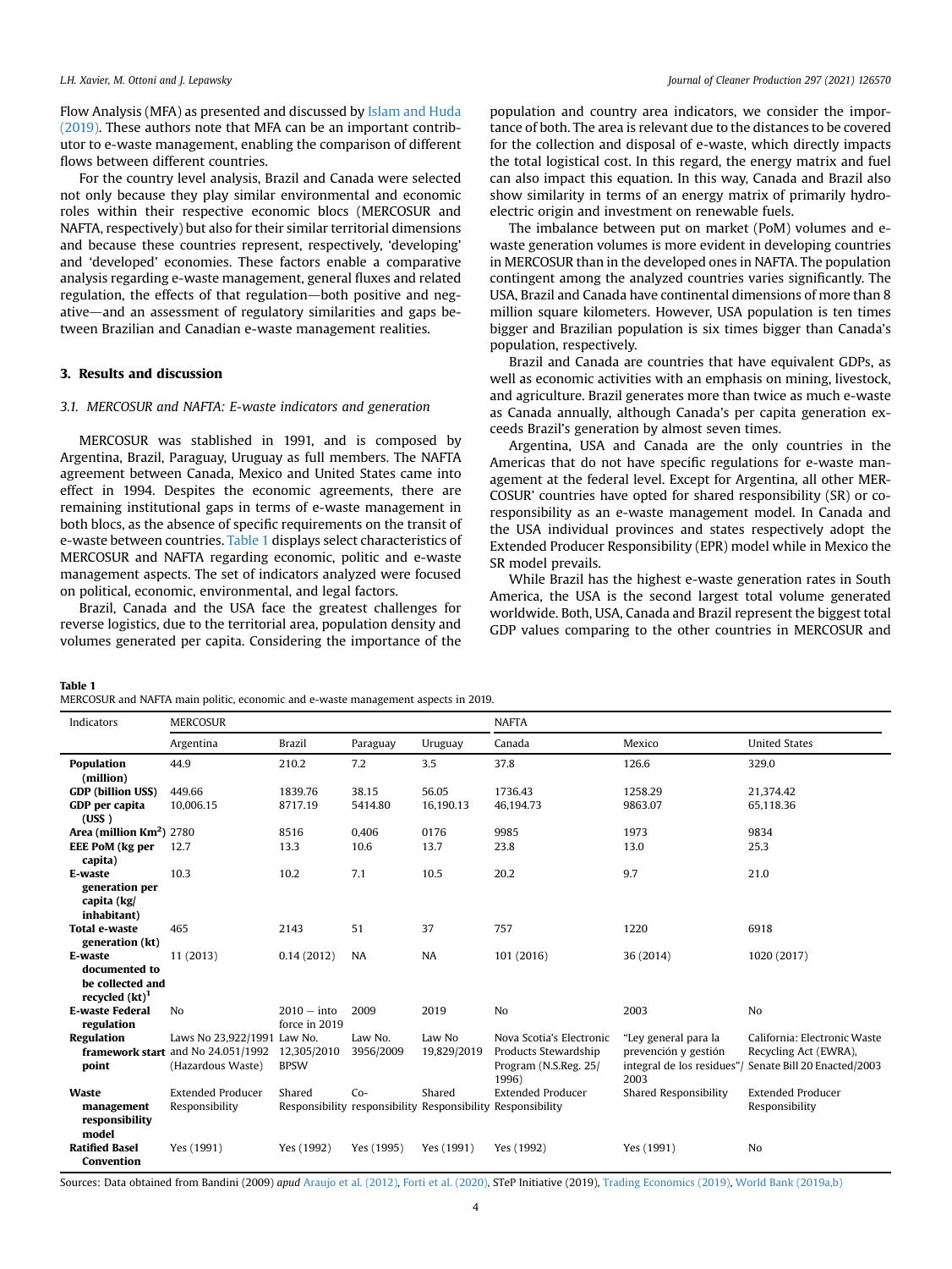Flow Analysis (MFA) as presented and discussed by Islam and Huda (2019). These authors note that MFA can be an important contributor to e-waste management, enabling the comparison of different flows between different countries.

For the country level analysis, Brazil and Canada were selected not only because they play similar environmental and economic roles within their respective economic blocs (MERCOSUR and NAFTA, respectively) but also for their similar territorial dimensions and because these countries represent, respectively, 'developing' and 'developed' economies. These factors enable a comparative analysis regarding e-waste management, general fluxes and related regulation, the effects of that regulation—both positive and negative—and an assessment of regulatory similarities and gaps between Brazilian and Canadian e-waste management realities.

## 3. Results and discussion

### 3.1. MERCOSUR and NAFTA: E-waste indicators and generation

MERCOSUR was stablished in 1991, and is composed by Argentina, Brazil, Paraguay, Uruguay as full members. The NAFTA agreement between Canada, Mexico and United States came into effect in 1994. Despites the economic agreements, there are remaining institutional gaps in terms of e-waste management in both blocs, as the absence of specific requirements on the transit of e-waste between countries. Table 1 displays select characteristics of MERCOSUR and NAFTA regarding economic, politic and e-waste management aspects. The set of indicators analyzed were focused on political, economic, environmental, and legal factors.

Brazil, Canada and the USA face the greatest challenges for reverse logistics, due to the territorial area, population density and volumes generated per capita. Considering the importance of the population and country area indicators, we consider the importance of both. The area is relevant due to the distances to be covered for the collection and disposal of e-waste, which directly impacts the total logistical cost. In this regard, the energy matrix and fuel can also impact this equation. In this way, Canada and Brazil also show similarity in terms of an energy matrix of primarily hydroelectric origin and investment on renewable fuels.

The imbalance between put on market (PoM) volumes and e-waste generation volumes is more evident in developing countries in MERCOSUR than in the developed ones in NAFTA. The population contingent among the analyzed countries varies significantly. The USA, Brazil and Canada have continental dimensions of more than 8 million square kilometers. However, USA population is ten times bigger and Brazilian population is six times bigger than Canada's population, respectively.

Brazil and Canada are countries that have equivalent GDPs, as well as economic activities with an emphasis on mining, livestock, and agriculture. Brazil generates more than twice as much e-waste as Canada annually, although Canada's per capita generation exceeds Brazil's generation by almost seven times.

Argentina, USA and Canada are the only countries in the Americas that do not have specific regulations for e-waste management at the federal level. Except for Argentina, all other MERCOSUR' countries have opted for shared responsibility (SR) or co-responsibility as an e-waste management model. In Canada and the USA individual provinces and states respectively adopt the Extended Producer Responsibility (EPR) model while in Mexico the SR model prevails.

While Brazil has the highest e-waste generation rates in South America, the USA is the second largest total volume generated worldwide. Both, USA, Canada and Brazil represent the biggest total GDP values comparing to the other countries in MERCOSUR and

**Table 1**
MERCOSUR and NAFTA main politic, economic and e-waste management aspects in 2019.

| Indicators | MERCOSUR | | | | NAFTA | | |
|---|---|---|---|---|---|---|---|
| | Argentina | Brazil | Paraguay | Uruguay | Canada | Mexico | United States |
| **Population (million)** | 44.9 | 210.2 | 7.2 | 3.5 | 37.8 | 126.6 | 329.0 |
| **GDP (billion US$)** | 449.66 | 1839.76 | 38.15 | 56.05 | 1736.43 | 1258.29 | 21,374.42 |
| **GDP per capita (US$ )** | 10,006.15 | 8717.19 | 5414.80 | 16,190.13 | 46,194.73 | 9863.07 | 65,118.36 |
| **Area (million Km$^2$)** | 2780 | 8516 | 0,406 | 0176 | 9985 | 1973 | 9834 |
| **EEE PoM (kg per capita)** | 12.7 | 13.3 | 10.6 | 13.7 | 23.8 | 13.0 | 25.3 |
| **E-waste generation per capita (kg/inhabitant)** | 10.3 | 10.2 | 7.1 | 10.5 | 20.2 | 9.7 | 21.0 |
| **Total e-waste generation (kt)** | 465 | 2143 | 51 | 37 | 757 | 1220 | 6918 |
| **E-waste documented to be collected and recycled (kt)[1]** | 11 (2013) | 0.14 (2012) | NA | NA | 101 (2016) | 36 (2014) | 1020 (2017) |
| **E-waste Federal regulation** | No | 2010 – into force in 2019 | 2009 | 2019 | No | 2003 | No |
| **Regulation framework start point** | Laws No 23,922/1991 and No 24.051/1992 (Hazardous Waste) | Law No. 12,305/2010 BPSW | Law No. 3956/2009 | Law No 19,829/2019 | Nova Scotia's Electronic Products Stewardship Program (N.S.Reg. 25/1996) | "Ley general para la prevención y gestión integral de los residues"/ 2003 | California: Electronic Waste Recycling Act (EWRA), Senate Bill 20 Enacted/2003 |
| **Waste management responsibility model** | Extended Producer Responsibility | Shared Responsibility | Co-responsibility | Shared Responsibility | Extended Producer Responsibility | Shared Responsibility | Extended Producer Responsibility |
| **Ratified Basel Convention** | Yes (1991) | Yes (1992) | Yes (1995) | Yes (1991) | Yes (1992) | Yes (1991) | No |

Sources: Data obtained from Bandini (2009) *apud* Araujo et al. (2012), Forti et al. (2020), STeP Initiative (2019), Trading Economics (2019), World Bank (2019a,b)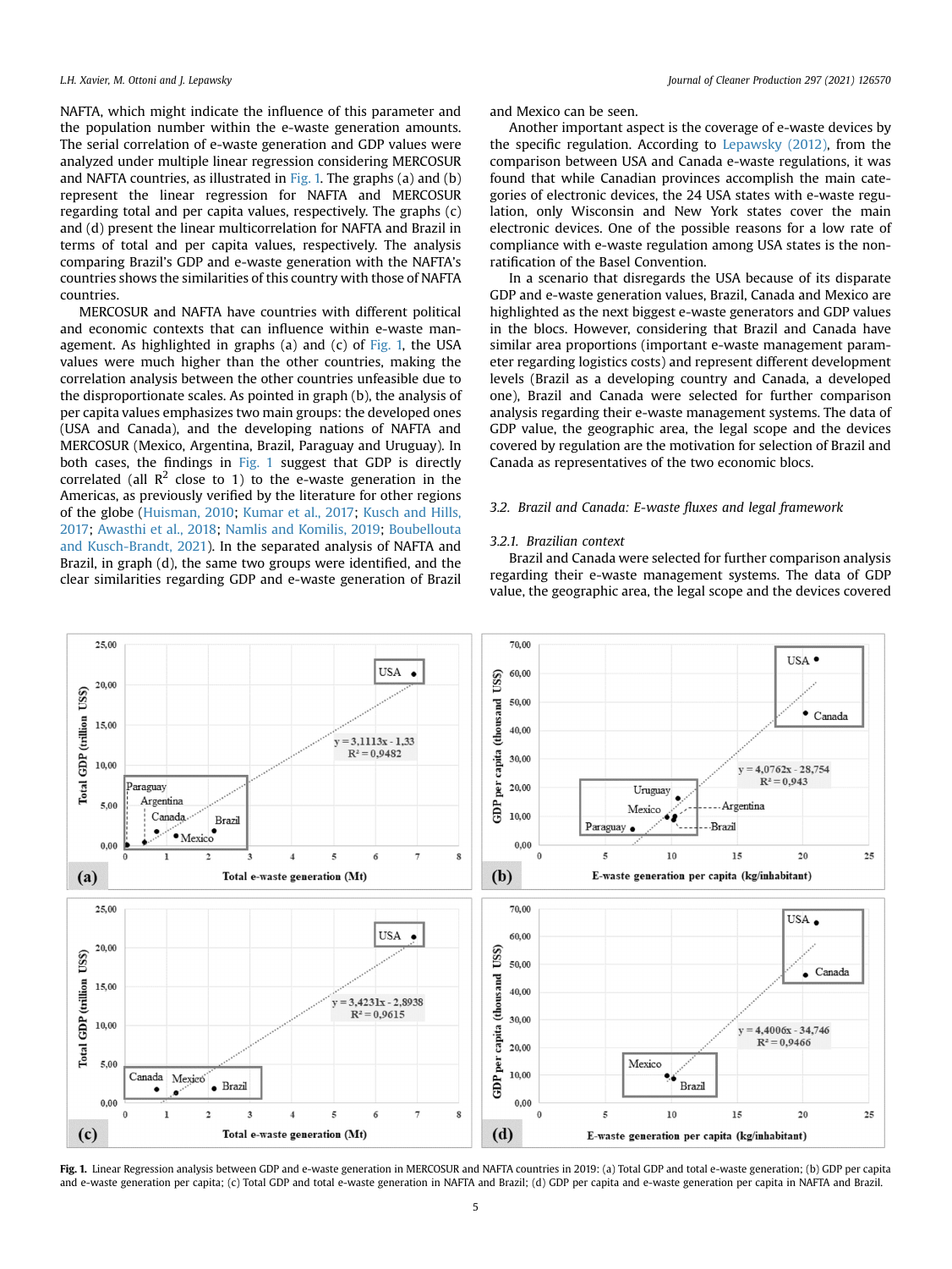NAFTA, which might indicate the influence of this parameter and the population number within the e-waste generation amounts. The serial correlation of e-waste generation and GDP values were analyzed under multiple linear regression considering MERCOSUR and NAFTA countries, as illustrated in Fig. 1. The graphs (a) and (b) represent the linear regression for NAFTA and MERCOSUR regarding total and per capita values, respectively. The graphs (c) and (d) present the linear multicorrelation for NAFTA and Brazil in terms of total and per capita values, respectively. The analysis comparing Brazil's GDP and e-waste generation with the NAFTA's countries shows the similarities of this country with those of NAFTA countries.

MERCOSUR and NAFTA have countries with different political and economic contexts that can influence within e-waste management. As highlighted in graphs (a) and (c) of Fig. 1, the USA values were much higher than the other countries, making the correlation analysis between the other countries unfeasible due to the disproportionate scales. As pointed in graph (b), the analysis of per capita values emphasizes two main groups: the developed ones (USA and Canada), and the developing nations of NAFTA and MERCOSUR (Mexico, Argentina, Brazil, Paraguay and Uruguay). In both cases, the findings in Fig. 1 suggest that GDP is directly correlated (all $R^2$ close to 1) to the e-waste generation in the Americas, as previously verified by the literature for other regions of the globe (Huisman, 2010; Kumar et al., 2017; Kusch and Hills, 2017; Awasthi et al., 2018; Namlis and Komilis, 2019; Boubellouta and Kusch-Brandt, 2021). In the separated analysis of NAFTA and Brazil, in graph (d), the same two groups were identified, and the clear similarities regarding GDP and e-waste generation of Brazil and Mexico can be seen.

Another important aspect is the coverage of e-waste devices by the specific regulation. According to Lepawsky (2012), from the comparison between USA and Canada e-waste regulations, it was found that while Canadian provinces accomplish the main categories of electronic devices, the 24 USA states with e-waste regulation, only Wisconsin and New York states cover the main electronic devices. One of the possible reasons for a low rate of compliance with e-waste regulation among USA states is the non-ratification of the Basel Convention.

In a scenario that disregards the USA because of its disparate GDP and e-waste generation values, Brazil, Canada and Mexico are highlighted as the next biggest e-waste generators and GDP values in the blocs. However, considering that Brazil and Canada have similar area proportions (important e-waste management parameter regarding logistics costs) and represent different development levels (Brazil as a developing country and Canada, a developed one), Brazil and Canada were selected for further comparison analysis regarding their e-waste management systems. The data of GDP value, the geographic area, the legal scope and the devices covered by regulation are the motivation for selection of Brazil and Canada as representatives of the two economic blocs.

### 3.2. Brazil and Canada: E-waste fluxes and legal framework

#### 3.2.1. Brazilian context

Brazil and Canada were selected for further comparison analysis regarding their e-waste management systems. The data of GDP value, the geographic area, the legal scope and the devices covered

**Fig. 1.** Linear Regression analysis between GDP and e-waste generation in MERCOSUR and NAFTA countries in 2019: (a) Total GDP and total e-waste generation; (b) GDP per capita and e-waste generation per capita; (c) Total GDP and total e-waste generation in NAFTA and Brazil; (d) GDP per capita and e-waste generation per capita in NAFTA and Brazil.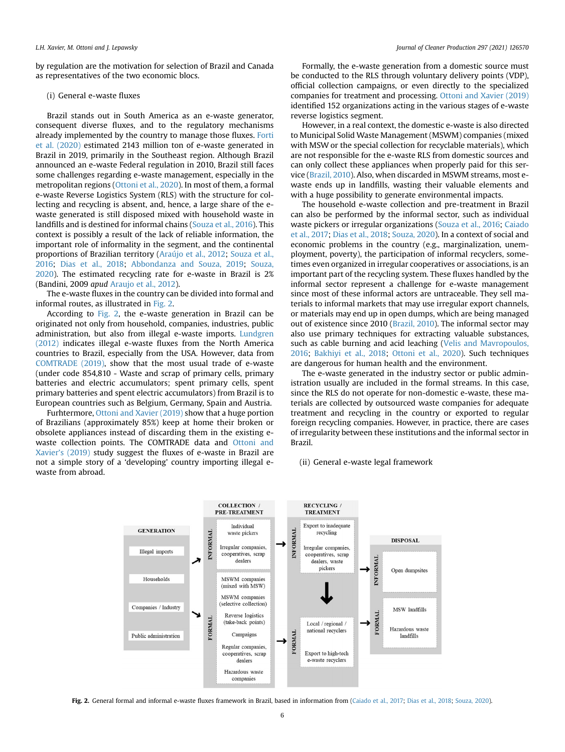by regulation are the motivation for selection of Brazil and Canada as representatives of the two economic blocs.

(i) General e-waste fluxes

Brazil stands out in South America as an e-waste generator, consequent diverse fluxes, and to the regulatory mechanisms already implemented by the country to manage those fluxes. Forti et al. (2020) estimated 2143 million ton of e-waste generated in Brazil in 2019, primarily in the Southeast region. Although Brazil announced an e-waste Federal regulation in 2010, Brazil still faces some challenges regarding e-waste management, especially in the metropolitan regions (Ottoni et al., 2020). In most of them, a formal e-waste Reverse Logistics System (RLS) with the structure for collecting and recycling is absent, and, hence, a large share of the e-waste generated is still disposed mixed with household waste in landfills and is destined for informal chains (Souza et al., 2016). This context is possibly a result of the lack of reliable information, the important role of informality in the segment, and the continental proportions of Brazilian territory (Araújo et al., 2012; Souza et al., 2016; Dias et al., 2018; Abbondanza and Souza, 2019; Souza, 2020). The estimated recycling rate for e-waste in Brazil is 2% (Bandini, 2009 *apud* Araujo et al., 2012).

The e-waste fluxes in the country can be divided into formal and informal routes, as illustrated in Fig. 2.

According to Fig. 2, the e-waste generation in Brazil can be originated not only from household, companies, industries, public administration, but also from illegal e-waste imports. Lundgren (2012) indicates illegal e-waste fluxes from the North America countries to Brazil, especially from the USA. However, data from COMTRADE (2019), show that the most usual trade of e-waste (under code 854,810 - Waste and scrap of primary cells, primary batteries and electric accumulators; spent primary cells, spent primary batteries and spent electric accumulators) from Brazil is to European countries such as Belgium, Germany, Spain and Austria.

Furhtermore, Ottoni and Xavier (2019) show that a huge portion of Brazilians (approximately 85%) keep at home their broken or obsolete appliances instead of discarding them in the existing e-waste collection points. The COMTRADE data and Ottoni and Xavier's (2019) study suggest the fluxes of e-waste in Brazil are not a simple story of a 'developing' country importing illegal e-waste from abroad.

Formally, the e-waste generation from a domestic source must be conducted to the RLS through voluntary delivery points (VDP), official collection campaigns, or even directly to the specialized companies for treatment and processing. Ottoni and Xavier (2019) identified 152 organizations acting in the various stages of e-waste reverse logistics segment.

However, in a real context, the domestic e-waste is also directed to Municipal Solid Waste Management (MSWM) companies (mixed with MSW or the special collection for recyclable materials), which are not responsible for the e-waste RLS from domestic sources and can only collect these appliances when properly paid for this service (Brazil, 2010). Also, when discarded in MSWM streams, most e-waste ends up in landfills, wasting their valuable elements and with a huge possibility to generate environmental impacts.

The household e-waste collection and pre-treatment in Brazil can also be performed by the informal sector, such as individual waste pickers or irregular organizations (Souza et al., 2016; Caiado et al., 2017; Dias et al., 2018; Souza, 2020). In a context of social and economic problems in the country (e.g., marginalization, unemployment, poverty), the participation of informal recyclers, sometimes even organized in irregular cooperatives or associations, is an important part of the recycling system. These fluxes handled by the informal sector represent a challenge for e-waste management since most of these informal actors are untraceable. They sell materials to informal markets that may use irregular export channels, or materials may end up in open dumps, which are being managed out of existence since 2010 (Brazil, 2010). The informal sector may also use primary techniques for extracting valuable substances, such as cable burning and acid leaching (Velis and Mavropoulos, 2016; Bakhiyi et al., 2018; Ottoni et al., 2020). Such techniques are dangerous for human health and the environment.

The e-waste generated in the industry sector or public administration usually are included in the formal streams. In this case, since the RLS do not operate for non-domestic e-waste, these materials are collected by outsourced waste companies for adequate treatment and recycling in the country or exported to regular foreign recycling companies. However, in practice, there are cases of irregularity between these institutions and the informal sector in Brazil.

(ii) General e-waste legal framework

**Fig. 2.** General formal and informal e-waste fluxes framework in Brazil, based in information from (Caiado et al., 2017; Dias et al., 2018; Souza, 2020).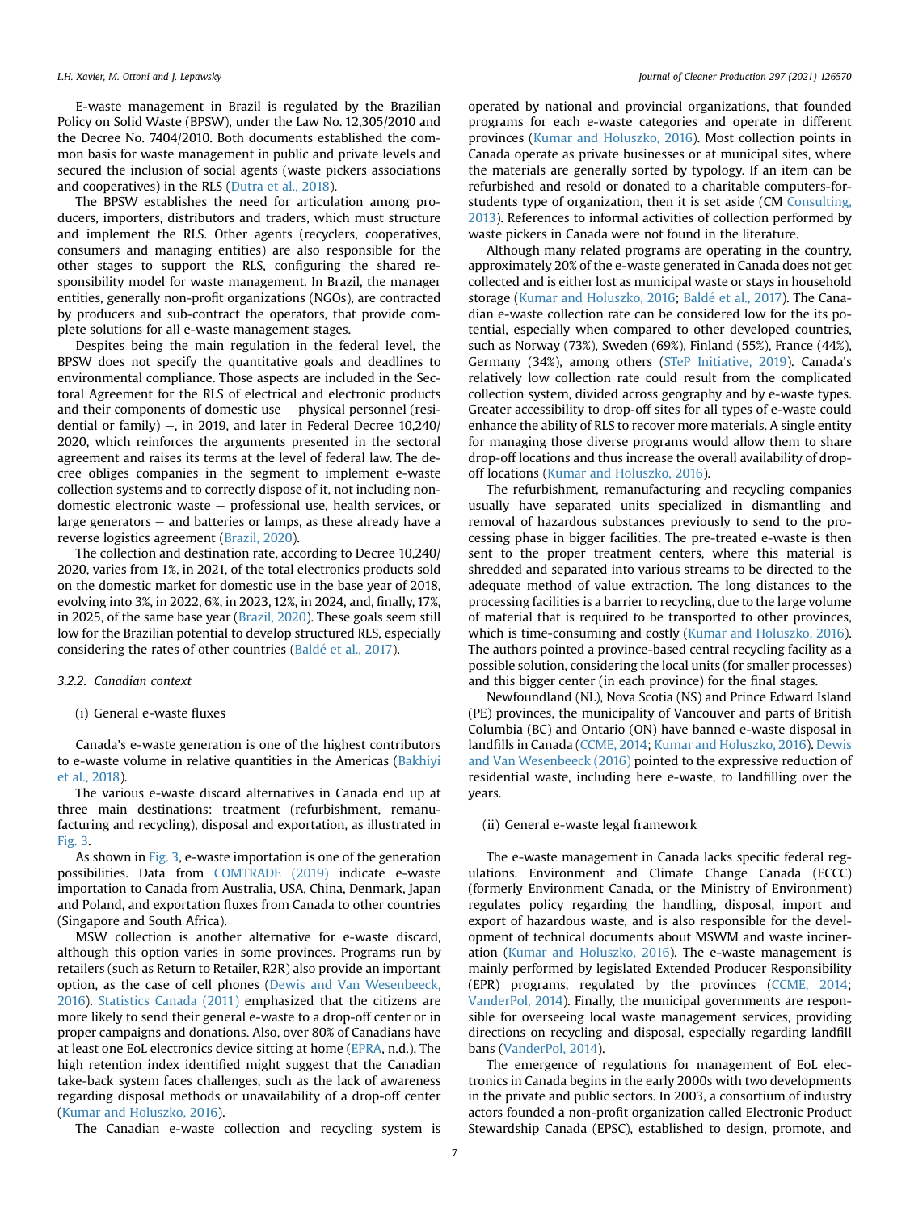E-waste management in Brazil is regulated by the Brazilian Policy on Solid Waste (BPSW), under the Law No. 12,305/2010 and the Decree No. 7404/2010. Both documents established the common basis for waste management in public and private levels and secured the inclusion of social agents (waste pickers associations and cooperatives) in the RLS (Dutra et al., 2018).

The BPSW establishes the need for articulation among producers, importers, distributors and traders, which must structure and implement the RLS. Other agents (recyclers, cooperatives, consumers and managing entities) are also responsible for the other stages to support the RLS, configuring the shared responsibility model for waste management. In Brazil, the manager entities, generally non-profit organizations (NGOs), are contracted by producers and sub-contract the operators, that provide complete solutions for all e-waste management stages.

Despites being the main regulation in the federal level, the BPSW does not specify the quantitative goals and deadlines to environmental compliance. Those aspects are included in the Sectoral Agreement for the RLS of electrical and electronic products and their components of domestic use – physical personnel (residential or family) –, in 2019, and later in Federal Decree 10,240/2020, which reinforces the arguments presented in the sectoral agreement and raises its terms at the level of federal law. The decree obliges companies in the segment to implement e-waste collection systems and to correctly dispose of it, not including non-domestic electronic waste – professional use, health services, or large generators – and batteries or lamps, as these already have a reverse logistics agreement (Brazil, 2020).

The collection and destination rate, according to Decree 10,240/2020, varies from 1%, in 2021, of the total electronics products sold on the domestic market for domestic use in the base year of 2018, evolving into 3%, in 2022, 6%, in 2023, 12%, in 2024, and, finally, 17%, in 2025, of the same base year (Brazil, 2020). These goals seem still low for the Brazilian potential to develop structured RLS, especially considering the rates of other countries (Baldé et al., 2017).

#### 3.2.2. Canadian context

(i) General e-waste fluxes

Canada's e-waste generation is one of the highest contributors to e-waste volume in relative quantities in the Americas (Bakhiyi et al., 2018).

The various e-waste discard alternatives in Canada end up at three main destinations: treatment (refurbishment, remanufacturing and recycling), disposal and exportation, as illustrated in Fig. 3.

As shown in Fig. 3, e-waste importation is one of the generation possibilities. Data from COMTRADE (2019) indicate e-waste importation to Canada from Australia, USA, China, Denmark, Japan and Poland, and exportation fluxes from Canada to other countries (Singapore and South Africa).

MSW collection is another alternative for e-waste discard, although this option varies in some provinces. Programs run by retailers (such as Return to Retailer, R2R) also provide an important option, as the case of cell phones (Dewis and Van Wesenbeeck, 2016). Statistics Canada (2011) emphasized that the citizens are more likely to send their general e-waste to a drop-off center or in proper campaigns and donations. Also, over 80% of Canadians have at least one EoL electronics device sitting at home (EPRA, n.d.). The high retention index identified might suggest that the Canadian take-back system faces challenges, such as the lack of awareness regarding disposal methods or unavailability of a drop-off center (Kumar and Holuszko, 2016).

The Canadian e-waste collection and recycling system is operated by national and provincial organizations, that founded programs for each e-waste categories and operate in different provinces (Kumar and Holuszko, 2016). Most collection points in Canada operate as private businesses or at municipal sites, where the materials are generally sorted by typology. If an item can be refurbished and resold or donated to a charitable computers-for-students type of organization, then it is set aside (CM Consulting, 2013). References to informal activities of collection performed by waste pickers in Canada were not found in the literature.

Although many related programs are operating in the country, approximately 20% of the e-waste generated in Canada does not get collected and is either lost as municipal waste or stays in household storage (Kumar and Holuszko, 2016; Baldé et al., 2017). The Canadian e-waste collection rate can be considered low for the its potential, especially when compared to other developed countries, such as Norway (73%), Sweden (69%), Finland (55%), France (44%), Germany (34%), among others (STeP Initiative, 2019). Canada's relatively low collection rate could result from the complicated collection system, divided across geography and by e-waste types. Greater accessibility to drop-off sites for all types of e-waste could enhance the ability of RLS to recover more materials. A single entity for managing those diverse programs would allow them to share drop-off locations and thus increase the overall availability of drop-off locations (Kumar and Holuszko, 2016).

The refurbishment, remanufacturing and recycling companies usually have separated units specialized in dismantling and removal of hazardous substances previously to send to the processing phase in bigger facilities. The pre-treated e-waste is then sent to the proper treatment centers, where this material is shredded and separated into various streams to be directed to the adequate method of value extraction. The long distances to the processing facilities is a barrier to recycling, due to the large volume of material that is required to be transported to other provinces, which is time-consuming and costly (Kumar and Holuszko, 2016). The authors pointed a province-based central recycling facility as a possible solution, considering the local units (for smaller processes) and this bigger center (in each province) for the final stages.

Newfoundland (NL), Nova Scotia (NS) and Prince Edward Island (PE) provinces, the municipality of Vancouver and parts of British Columbia (BC) and Ontario (ON) have banned e-waste disposal in landfills in Canada (CCME, 2014; Kumar and Holuszko, 2016). Dewis and Van Wesenbeeck (2016) pointed to the expressive reduction of residential waste, including here e-waste, to landfilling over the years.

(ii) General e-waste legal framework

The e-waste management in Canada lacks specific federal regulations. Environment and Climate Change Canada (ECCC) (formerly Environment Canada, or the Ministry of Environment) regulates policy regarding the handling, disposal, import and export of hazardous waste, and is also responsible for the development of technical documents about MSWM and waste incineration (Kumar and Holuszko, 2016). The e-waste management is mainly performed by legislated Extended Producer Responsibility (EPR) programs, regulated by the provinces (CCME, 2014; VanderPol, 2014). Finally, the municipal governments are responsible for overseeing local waste management services, providing directions on recycling and disposal, especially regarding landfill bans (VanderPol, 2014).

The emergence of regulations for management of EoL electronics in Canada begins in the early 2000s with two developments in the private and public sectors. In 2003, a consortium of industry actors founded a non-profit organization called Electronic Product Stewardship Canada (EPSC), established to design, promote, and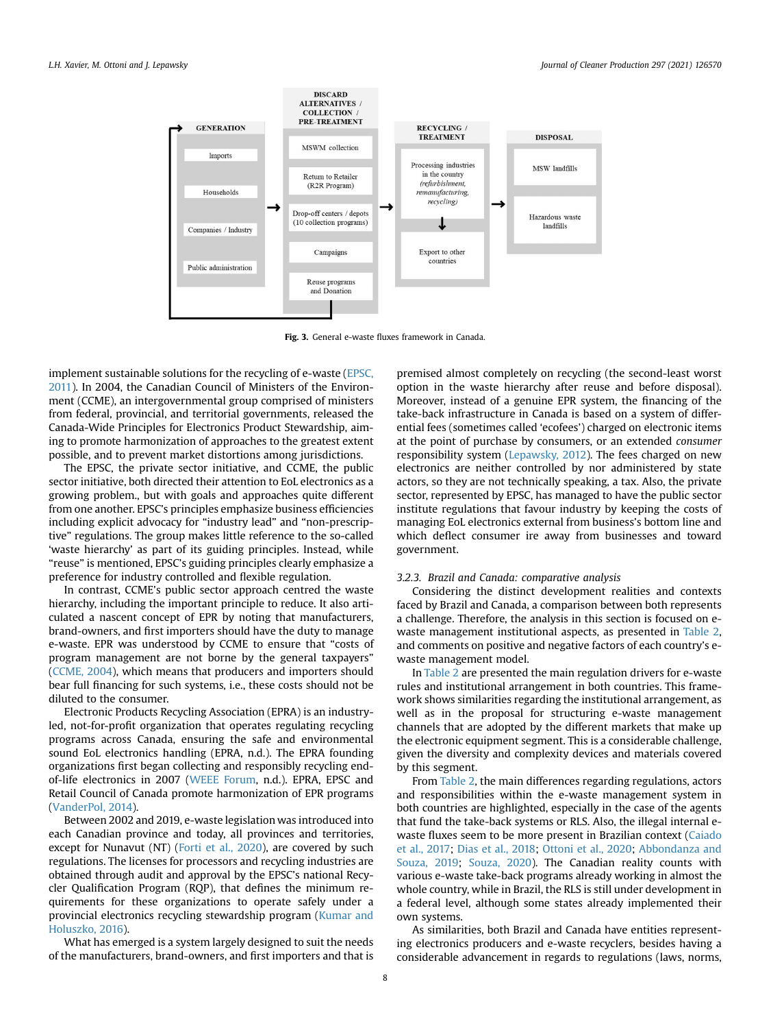Fig. 3. General e-waste fluxes framework in Canada.

implement sustainable solutions for the recycling of e-waste (EPSC, 2011). In 2004, the Canadian Council of Ministers of the Environment (CCME), an intergovernmental group comprised of ministers from federal, provincial, and territorial governments, released the Canada-Wide Principles for Electronics Product Stewardship, aiming to promote harmonization of approaches to the greatest extent possible, and to prevent market distortions among jurisdictions.

The EPSC, the private sector initiative, and CCME, the public sector initiative, both directed their attention to EoL electronics as a growing problem., but with goals and approaches quite different from one another. EPSC's principles emphasize business efficiencies including explicit advocacy for "industry lead" and "non-prescriptive" regulations. The group makes little reference to the so-called 'waste hierarchy' as part of its guiding principles. Instead, while "reuse" is mentioned, EPSC's guiding principles clearly emphasize a preference for industry controlled and flexible regulation.

In contrast, CCME's public sector approach centred the waste hierarchy, including the important principle to reduce. It also articulated a nascent concept of EPR by noting that manufacturers, brand-owners, and first importers should have the duty to manage e-waste. EPR was understood by CCME to ensure that "costs of program management are not borne by the general taxpayers" (CCME, 2004), which means that producers and importers should bear full financing for such systems, i.e., these costs should not be diluted to the consumer.

Electronic Products Recycling Association (EPRA) is an industry-led, not-for-profit organization that operates regulating recycling programs across Canada, ensuring the safe and environmental sound EoL electronics handling (EPRA, n.d.). The EPRA founding organizations first began collecting and responsibly recycling end-of-life electronics in 2007 (WEEE Forum, n.d.). EPRA, EPSC and Retail Council of Canada promote harmonization of EPR programs (VanderPol, 2014).

Between 2002 and 2019, e-waste legislation was introduced into each Canadian province and today, all provinces and territories, except for Nunavut (NT) (Forti et al., 2020), are covered by such regulations. The licenses for processors and recycling industries are obtained through audit and approval by the EPSC's national Recycler Qualification Program (RQP), that defines the minimum requirements for these organizations to operate safely under a provincial electronics recycling stewardship program (Kumar and Holuszko, 2016).

What has emerged is a system largely designed to suit the needs of the manufacturers, brand-owners, and first importers and that is premised almost completely on recycling (the second-least worst option in the waste hierarchy after reuse and before disposal). Moreover, instead of a genuine EPR system, the financing of the take-back infrastructure in Canada is based on a system of differential fees (sometimes called 'ecofees') charged on electronic items at the point of purchase by consumers, or an extended *consumer* responsibility system (Lepawsky, 2012). The fees charged on new electronics are neither controlled by nor administered by state actors, so they are not technically speaking, a tax. Also, the private sector, represented by EPSC, has managed to have the public sector institute regulations that favour industry by keeping the costs of managing EoL electronics external from business's bottom line and which deflect consumer ire away from businesses and toward government.

### 3.2.3. Brazil and Canada: comparative analysis

Considering the distinct development realities and contexts faced by Brazil and Canada, a comparison between both represents a challenge. Therefore, the analysis in this section is focused on e-waste management institutional aspects, as presented in Table 2, and comments on positive and negative factors of each country's e-waste management model.

In Table 2 are presented the main regulation drivers for e-waste rules and institutional arrangement in both countries. This framework shows similarities regarding the institutional arrangement, as well as in the proposal for structuring e-waste management channels that are adopted by the different markets that make up the electronic equipment segment. This is a considerable challenge, given the diversity and complexity devices and materials covered by this segment.

From Table 2, the main differences regarding regulations, actors and responsibilities within the e-waste management system in both countries are highlighted, especially in the case of the agents that fund the take-back systems or RLS. Also, the illegal internal e-waste fluxes seem to be more present in Brazilian context (Caiado et al., 2017; Dias et al., 2018; Ottoni et al., 2020; Abbondanza and Souza, 2019; Souza, 2020). The Canadian reality counts with various e-waste take-back programs already working in almost the whole country, while in Brazil, the RLS is still under development in a federal level, although some states already implemented their own systems.

As similarities, both Brazil and Canada have entities representing electronics producers and e-waste recyclers, besides having a considerable advancement in regards to regulations (laws, norms,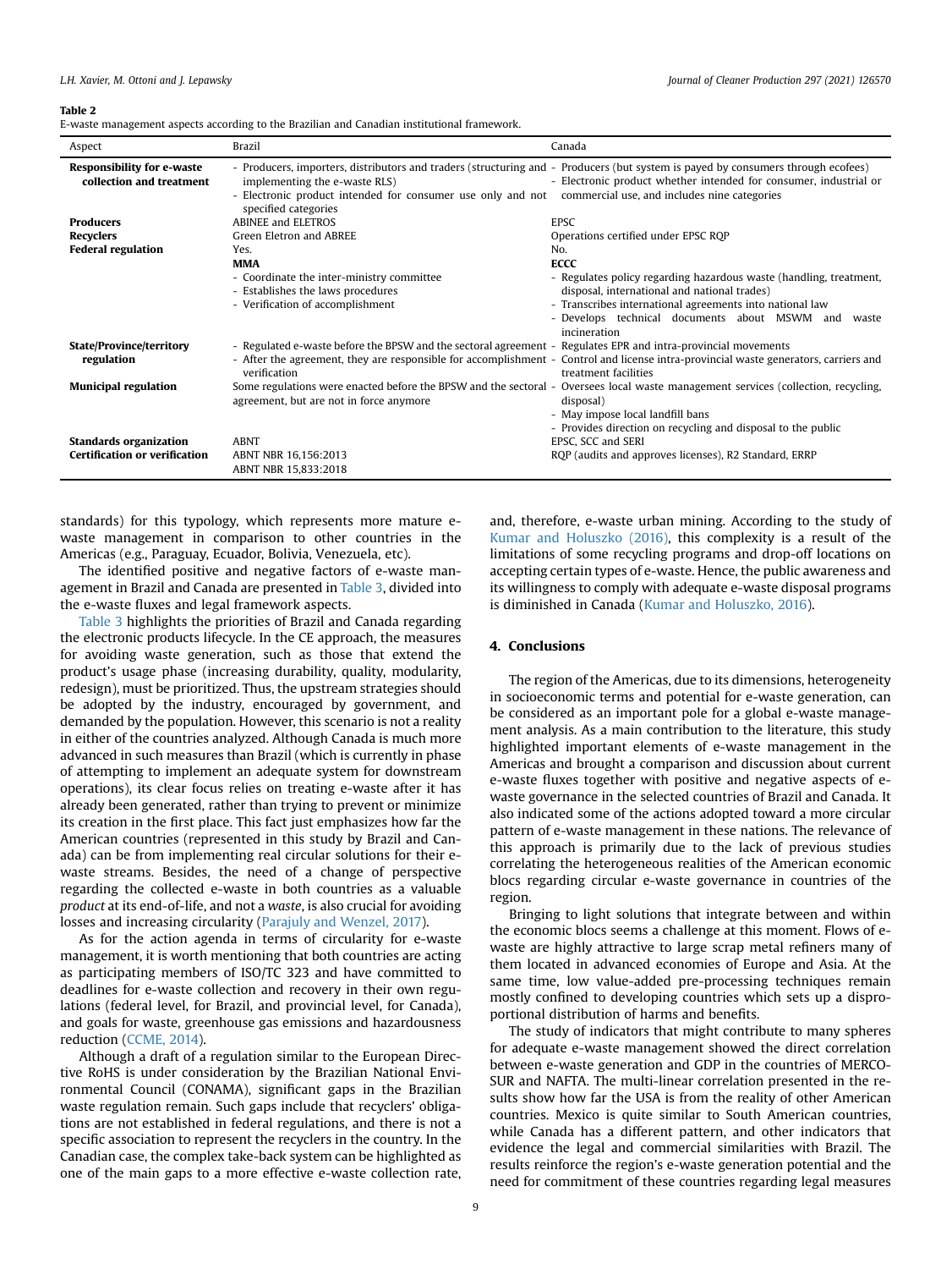**Table 2**
E-waste management aspects according to the Brazilian and Canadian institutional framework.

| Aspect | Brazil | Canada |
|---|---|---|
| **Responsibility for e-waste collection and treatment** | - Producers, importers, distributors and traders (structuring and implementing the e-waste RLS)<br>- Electronic product intended for consumer use only and not specified categories | - Producers (but system is payed by consumers through ecofees)<br>- Electronic product whether intended for consumer, industrial or commercial use, and includes nine categories |
| **Producers** | ABINEE and ELETROS | EPSC |
| **Recyclers** | Green Eletron and ABREE | Operations certified under EPSC RQP |
| **Federal regulation** | Yes.<br>**MMA**<br>- Coordinate the inter-ministry committee<br>- Establishes the laws procedures<br>- Verification of accomplishment | No.<br>**ECCC**<br>- Regulates policy regarding hazardous waste (handling, treatment, disposal, international and national trades)<br>- Transcribes international agreements into national law<br>- Develops technical documents about MSWM and waste incineration |
| **State/Province/territory regulation** | - Regulated e-waste before the BPSW and the sectoral agreement<br>- After the agreement, they are responsible for accomplishment verification | - Regulates EPR and intra-provincial movements<br>- Control and license intra-provincial waste generators, carriers and treatment facilities |
| **Municipal regulation** | Some regulations were enacted before the BPSW and the sectoral agreement, but are not in force anymore | - Oversees local waste management services (collection, recycling, disposal)<br>- May impose local landfill bans<br>- Provides direction on recycling and disposal to the public |
| **Standards organization** | ABNT | EPSC, SCC and SERI |
| **Certification or verification** | ABNT NBR 16,156:2013<br>ABNT NBR 15,833:2018 | RQP (audits and approves licenses), R2 Standard, ERRP |

standards) for this typology, which represents more mature e-waste management in comparison to other countries in the Americas (e.g., Paraguay, Ecuador, Bolivia, Venezuela, etc).

The identified positive and negative factors of e-waste management in Brazil and Canada are presented in Table 3, divided into the e-waste fluxes and legal framework aspects.

Table 3 highlights the priorities of Brazil and Canada regarding the electronic products lifecycle. In the CE approach, the measures for avoiding waste generation, such as those that extend the product's usage phase (increasing durability, quality, modularity, redesign), must be prioritized. Thus, the upstream strategies should be adopted by the industry, encouraged by government, and demanded by the population. However, this scenario is not a reality in either of the countries analyzed. Although Canada is much more advanced in such measures than Brazil (which is currently in phase of attempting to implement an adequate system for downstream operations), its clear focus relies on treating e-waste after it has already been generated, rather than trying to prevent or minimize its creation in the first place. This fact just emphasizes how far the American countries (represented in this study by Brazil and Canada) can be from implementing real circular solutions for their e-waste streams. Besides, the need of a change of perspective regarding the collected e-waste in both countries as a valuable *product* at its end-of-life, and not a *waste*, is also crucial for avoiding losses and increasing circularity (Parajuly and Wenzel, 2017).

As for the action agenda in terms of circularity for e-waste management, it is worth mentioning that both countries are acting as participating members of ISO/TC 323 and have committed to deadlines for e-waste collection and recovery in their own regulations (federal level, for Brazil, and provincial level, for Canada), and goals for waste, greenhouse gas emissions and hazardousness reduction (CCME, 2014).

Although a draft of a regulation similar to the European Directive RoHS is under consideration by the Brazilian National Environmental Council (CONAMA), significant gaps in the Brazilian waste regulation remain. Such gaps include that recyclers' obligations are not established in federal regulations, and there is not a specific association to represent the recyclers in the country. In the Canadian case, the complex take-back system can be highlighted as one of the main gaps to a more effective e-waste collection rate, and, therefore, e-waste urban mining. According to the study of Kumar and Holuszko (2016), this complexity is a result of the limitations of some recycling programs and drop-off locations on accepting certain types of e-waste. Hence, the public awareness and its willingness to comply with adequate e-waste disposal programs is diminished in Canada (Kumar and Holuszko, 2016).

## 4. Conclusions

The region of the Americas, due to its dimensions, heterogeneity in socioeconomic terms and potential for e-waste generation, can be considered as an important pole for a global e-waste management analysis. As a main contribution to the literature, this study highlighted important elements of e-waste management in the Americas and brought a comparison and discussion about current e-waste fluxes together with positive and negative aspects of e-waste governance in the selected countries of Brazil and Canada. It also indicated some of the actions adopted toward a more circular pattern of e-waste management in these nations. The relevance of this approach is primarily due to the lack of previous studies correlating the heterogeneous realities of the American economic blocs regarding circular e-waste governance in countries of the region.

Bringing to light solutions that integrate between and within the economic blocs seems a challenge at this moment. Flows of e-waste are highly attractive to large scrap metal refiners many of them located in advanced economies of Europe and Asia. At the same time, low value-added pre-processing techniques remain mostly confined to developing countries which sets up a disproportional distribution of harms and benefits.

The study of indicators that might contribute to many spheres for adequate e-waste management showed the direct correlation between e-waste generation and GDP in the countries of MERCOSUR and NAFTA. The multi-linear correlation presented in the results show how far the USA is from the reality of other American countries. Mexico is quite similar to South American countries, while Canada has a different pattern, and other indicators that evidence the legal and commercial similarities with Brazil. The results reinforce the region's e-waste generation potential and the need for commitment of these countries regarding legal measures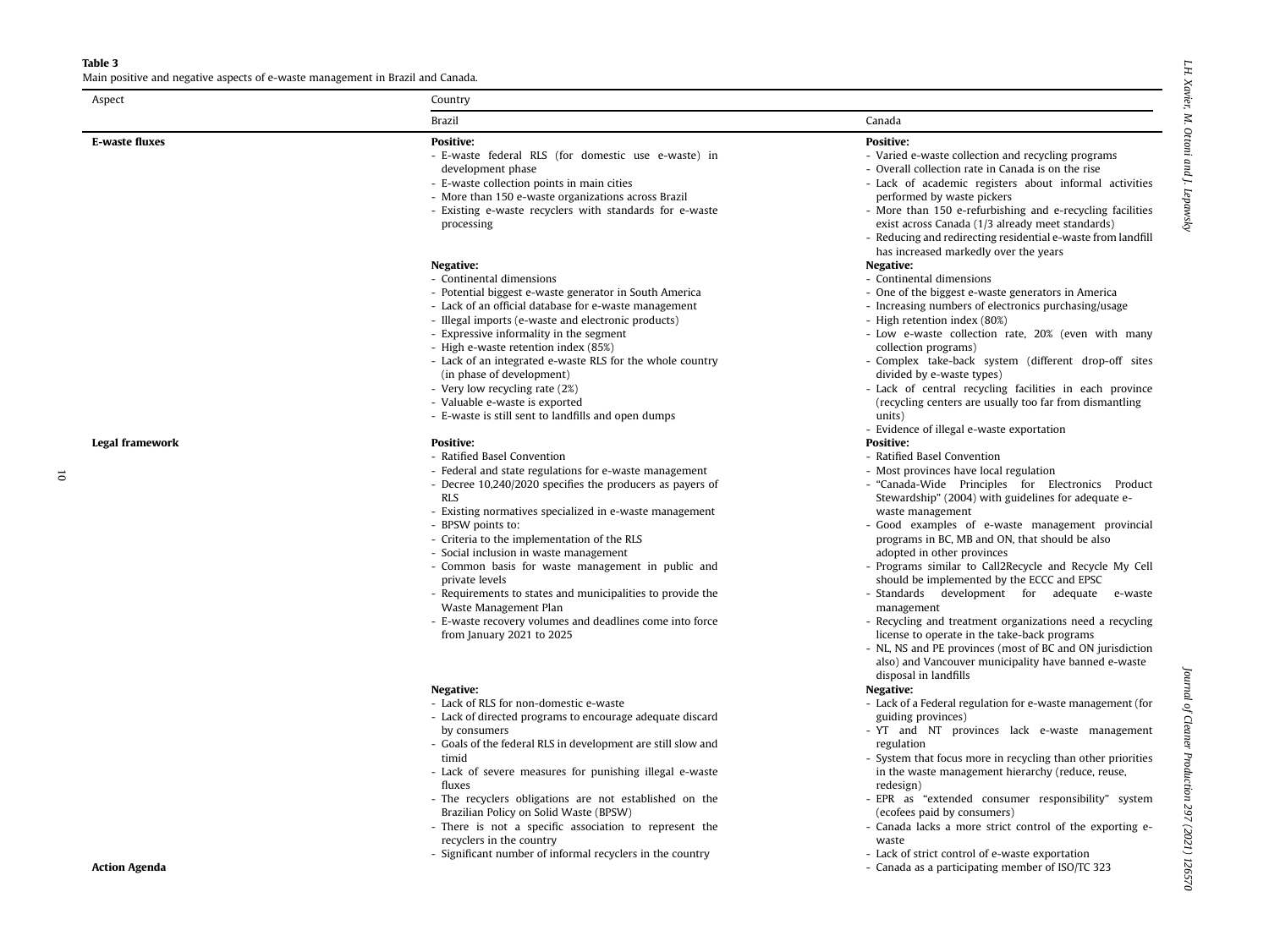**Table 3**
Main positive and negative aspects of e-waste management in Brazil and Canada.

| Aspect | Country | |
|---|---|---|
| | Brazil | Canada |
| **E-waste fluxes** | **Positive:**<br>- E-waste federal RLS (for domestic use e-waste) in development phase<br>- E-waste collection points in main cities<br>- More than 150 e-waste organizations across Brazil<br>- Existing e-waste recyclers with standards for e-waste processing | **Positive:**<br>- Varied e-waste collection and recycling programs<br>- Overall collection rate in Canada is on the rise<br>- Lack of academic registers about informal activities performed by waste pickers<br>- More than 150 e-refurbishing and e-recycling facilities exist across Canada (1/3 already meet standards)<br>- Reducing and redirecting residential e-waste from landfill has increased markedly over the years |
| | **Negative:**<br>- Continental dimensions<br>- Potential biggest e-waste generator in South America<br>- Lack of an official database for e-waste management<br>- Illegal imports (e-waste and electronic products)<br>- Expressive informality in the segment<br>- High e-waste retention index (85%)<br>- Lack of an integrated e-waste RLS for the whole country (in phase of development)<br>- Very low recycling rate (2%)<br>- Valuable e-waste is exported<br>- E-waste is still sent to landfills and open dumps | **Negative:**<br>- Continental dimensions<br>- One of the biggest e-waste generators in America<br>- Increasing numbers of electronics purchasing/usage<br>- High retention index (80%)<br>- Low e-waste collection rate, 20% (even with many collection programs)<br>- Complex take-back system (different drop-off sites divided by e-waste types)<br>- Lack of central recycling facilities in each province (recycling centers are usually too far from dismantling units)<br>- Evidence of illegal e-waste exportation |
| **Legal framework** | **Positive:**<br>- Ratified Basel Convention<br>- Federal and state regulations for e-waste management<br>- Decree 10,240/2020 specifies the producers as payers of RLS<br>- Existing normatives specialized in e-waste management<br>- BPSW points to:<br>- Criteria to the implementation of the RLS<br>- Social inclusion in waste management<br>- Common basis for waste management in public and private levels<br>- Requirements to states and municipalities to provide the Waste Management Plan<br>- E-waste recovery volumes and deadlines come into force from January 2021 to 2025 | **Positive:**<br>- Ratified Basel Convention<br>- Most provinces have local regulation<br>- "Canada-Wide Principles for Electronics Product Stewardship" (2004) with guidelines for adequate e-waste management<br>- Good examples of e-waste management provincial programs in BC, MB and ON, that should be also adopted in other provinces<br>- Programs similar to Call2Recycle and Recycle My Cell should be implemented by the ECCC and EPSC<br>- Standards development for adequate e-waste management<br>- Recycling and treatment organizations need a recycling license to operate in the take-back programs<br>- NL, NS and PE provinces (most of BC and ON jurisdiction also) and Vancouver municipality have banned e-waste disposal in landfills |
| | **Negative:**<br>- Lack of RLS for non-domestic e-waste<br>- Lack of directed programs to encourage adequate discard by consumers<br>- Goals of the federal RLS in development are still slow and timid<br>- Lack of severe measures for punishing illegal e-waste fluxes<br>- The recyclers obligations are not established on the Brazilian Policy on Solid Waste (BPSW)<br>- There is not a specific association to represent the recyclers in the country<br>- Significant number of informal recyclers in the country | **Negative:**<br>- Lack of a Federal regulation for e-waste management (for guiding provinces)<br>- YT and NT provinces lack e-waste management regulation<br>- System that focus more in recycling than other priorities in the waste management hierarchy (reduce, reuse, redesign)<br>- EPR as "extended consumer responsibility" system (ecofees paid by consumers)<br>- Canada lacks a more strict control of the exporting e-waste<br>- Lack of strict control of e-waste exportation |
| **Action Agenda** | | - Canada as a participating member of ISO/TC 323 |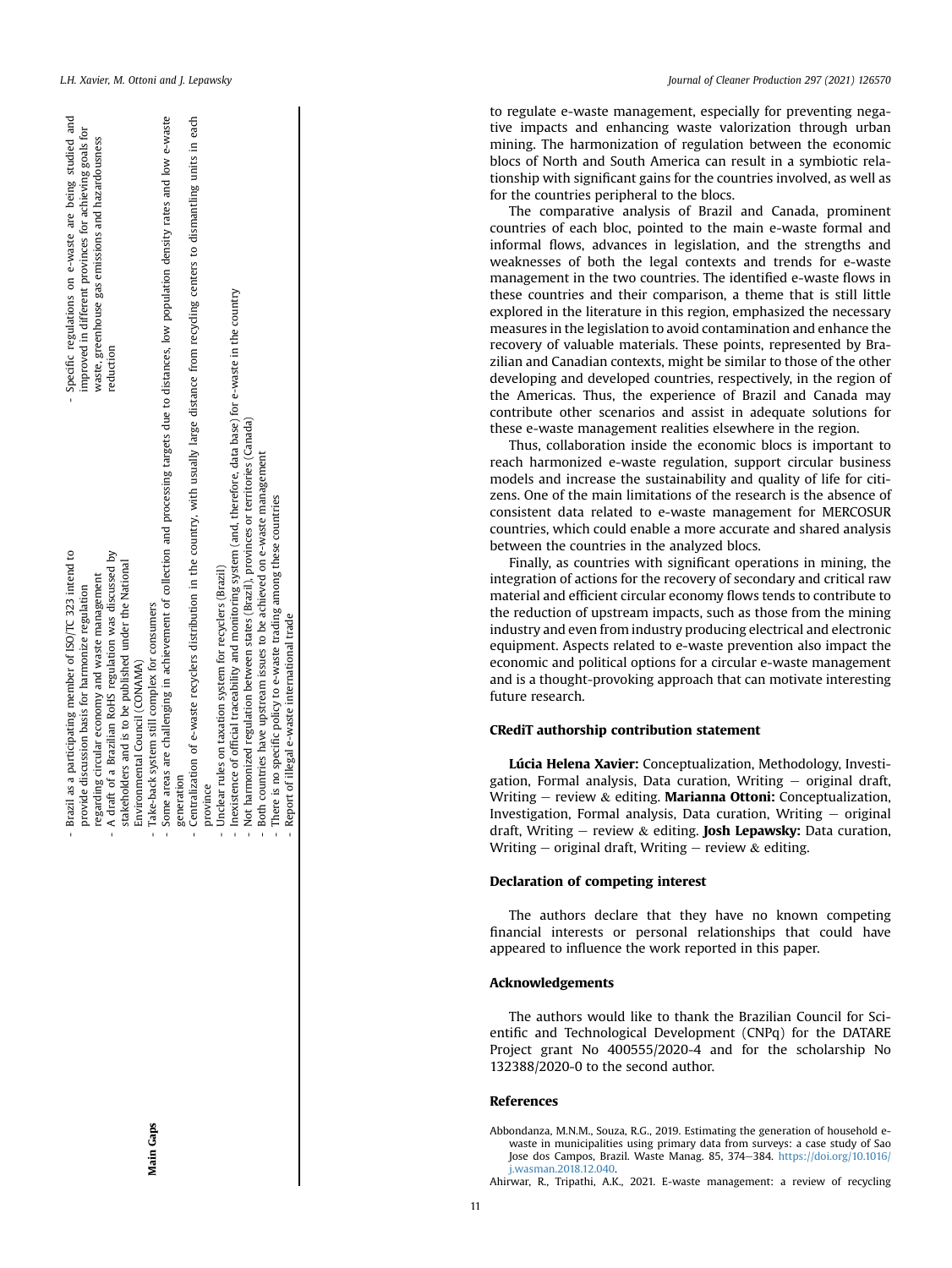| | | |
|---|---|---|
| | - Brazil as a participating member of ISO/TC 323 intend to provide discussion basis for harmonize regulation regarding circular economy and waste management<br>- A draft of a Brazilian RoHS regulation was discussed by stakeholders and is to be published under the National Environmental Council (CONAMA) | - Specific regulations on e-waste are being studied and improved in different provinces for achieving goals for waste, greenhouse gas emissions and hazardousness reduction |
| **Main Gaps** | - Take-back system still complex for consumers<br>- Some areas are challenging in achievement of collection and processing targets due to distances, low population density rates and low e-waste generation<br>- Centralization of e-waste recyclers distribution in the country, with usually large distance from recycling centers to dismantling units in each province<br>- Unclear rules on taxation system for recyclers (Brazil)<br>- Inexistence of official traceability and monitoring system (and, therefore, data base) for e-waste in the country<br>- Not harmonized regulation between states (Brazil), provinces or territories (Canada)<br>- Both countries have upstream issues to be achieved on e-waste management<br>- There is no specific policy to e-waste trading among these countries<br>- Report of illegal e-waste international trade | |

to regulate e-waste management, especially for preventing negative impacts and enhancing waste valorization through urban mining. The harmonization of regulation between the economic blocs of North and South America can result in a symbiotic relationship with significant gains for the countries involved, as well as for the countries peripheral to the blocs.

The comparative analysis of Brazil and Canada, prominent countries of each bloc, pointed to the main e-waste formal and informal flows, advances in legislation, and the strengths and weaknesses of both the legal contexts and trends for e-waste management in the two countries. The identified e-waste flows in these countries and their comparison, a theme that is still little explored in the literature in this region, emphasized the necessary measures in the legislation to avoid contamination and enhance the recovery of valuable materials. These points, represented by Brazilian and Canadian contexts, might be similar to those of the other developing and developed countries, respectively, in the region of the Americas. Thus, the experience of Brazil and Canada may contribute other scenarios and assist in adequate solutions for these e-waste management realities elsewhere in the region.

Thus, collaboration inside the economic blocs is important to reach harmonized e-waste regulation, support circular business models and increase the sustainability and quality of life for citizens. One of the main limitations of the research is the absence of consistent data related to e-waste management for MERCOSUR countries, which could enable a more accurate and shared analysis between the countries in the analyzed blocs.

Finally, as countries with significant operations in mining, the integration of actions for the recovery of secondary and critical raw material and efficient circular economy flows tends to contribute to the reduction of upstream impacts, such as those from the mining industry and even from industry producing electrical and electronic equipment. Aspects related to e-waste prevention also impact the economic and political options for a circular e-waste management and is a thought-provoking approach that can motivate interesting future research.

## CRediT authorship contribution statement

**Lúcia Helena Xavier:** Conceptualization, Methodology, Investigation, Formal analysis, Data curation, Writing – original draft, Writing – review & editing. **Marianna Ottoni:** Conceptualization, Investigation, Formal analysis, Data curation, Writing – original draft, Writing – review & editing. **Josh Lepawsky:** Data curation, Writing – original draft, Writing – review & editing.

## Declaration of competing interest

The authors declare that they have no known competing financial interests or personal relationships that could have appeared to influence the work reported in this paper.

## Acknowledgements

The authors would like to thank the Brazilian Council for Scientific and Technological Development (CNPq) for the DATARE Project grant No 400555/2020-4 and for the scholarship No 132388/2020-0 to the second author.

## References

Abbondanza, M.N.M., Souza, R.G., 2019. Estimating the generation of household e-waste in municipalities using primary data from surveys: a case study of Sao Jose dos Campos, Brazil. Waste Manag. 85, 374–384. https://doi.org/10.1016/j.wasman.2018.12.040.

Ahirwar, R., Tripathi, A.K., 2021. E-waste management: a review of recycling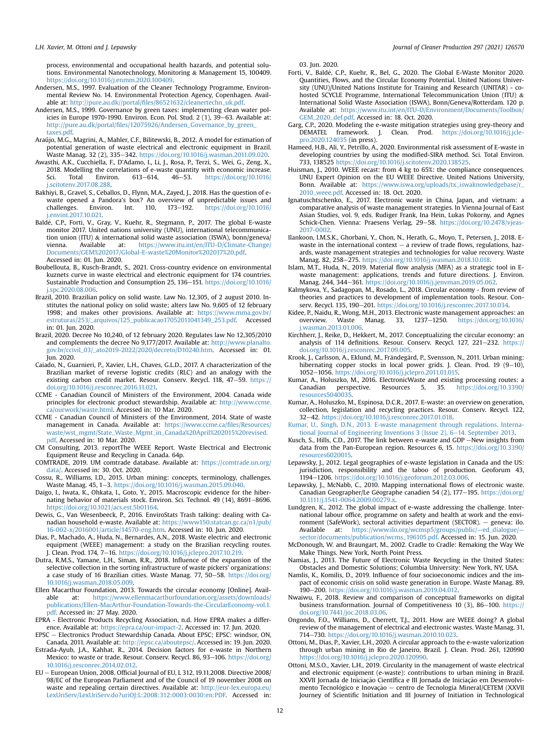process, environmental and occupational health hazards, and potential solutions. Environmental Nanotechnology, Monitoring & Management 15, 100409. https://doi.org/10.1016/j.enmm.2020.100409.

Andersen, M.S., 1997. Evaluation of the Cleaner Technology Programme, Environmental Review No. 14. Environmental Protection Agency, Copenhagen. Available at: http://pure.au.dk//portal/files/86521632/cleanertechn_uk.pdf.

Andersen, M.S., 1999. Governance by green taxes: implementing clean water policies in Europe 1970-1990. Environ. Econ. Pol. Stud. 2 (1), 39–63. Available at: http://pure.au.dk/portal/files/12075926/Andersen_Governance_by_green_taxes.pdf.

Araújo, M.G., Magrini, A., Mahler, C.F., Bilitewski, B., 2012. A model for estimation of potential generation of waste electrical and electronic equipment in Brazil. Waste Manag. 32 (2), 335–342. https://doi.org/10.1016/j.wasman.2011.09.020.

Awasthi, A.K., Cucchiella, F., D'Adamo, I., Li, J., Rosa, P., Terzi, S., Wei, G., Zeng, X., 2018. Modelling the correlations of e-waste quantity with economic increase. Sci. Total Environ. 613–614, 46–53. https://doi.org/10.1016/j.scitotenv.2017.08.288.

Bakhiyi, B., Gravel, S., Ceballos, D., Flynn, M.A., Zayed, J., 2018. Has the question of e-waste opened a Pandora's box? An overview of unpredictable issues and challenges. Environ. Int. 110, 173–192. https://doi.org/10.1016/j.envint.2017.10.021.

Baldé, C.P., Forti, V., Gray, V., Kuehr, R., Stegmann, P., 2017. The global E-waste monitor 2017. United nations university (UNU), international telecommunication union (ITU) & international solid waste association (ISWA), bonn/geneva/vienna. Available at: https://www.itu.int/en/ITU-D/Climate-Change/Documents/GEM%202017/Global-E-waste%20Monitor%202017%20.pdf. Accessed in: 01. Jun. 2020.

Boubellouta, B., Kusch-Brandt, S., 2021. Cross-country evidence on environmental kuznets curve in waste electrical and electronic equipment for 174 countries. Sustainable Production and Consumption 25, 136–151. https://doi.org/10.1016/j.spc.2020.08.006.

Brazil, 2010. Brazilian policy on solid waste. Law No. 12,305, of 2 august 2010. Institutes the national policy on solid waste; alters law No. 9,605 of 12 february 1998; and makes other provisions. Available at: https://www.mma.gov.br/estruturas/253/_arquivos/125_publicacao17052011041349_253.pdf. Accessed in: 01. Jun. 2020.

Brazil, 2020. Decree No 10,240, of 12 february 2020. Regulates law No 12,305/2010 and complements the decree No 9,177/2017. Available at: http://www.planalto.gov.br/ccivil_03/_ato2019-2022/2020/decreto/D10240.htm. Accessed in: 01. Jun. 2020.

Caiado, N., Guarnieri, P., Xavier, L.H., Chaves, G.L.D., 2017. A characterization of the Brazilian market of reverse logistic credits (RLC) and an analogy with the existing carbon credit market. Resour. Conserv. Recycl. 118, 47–59. https://doi.org/10.1016/j.resconrec.2016.11.021.

CCME - Canadian Council of Ministers of the Environment, 2004. Canada wide principles for electronic product stewardship. Available at: http://www.ccme.ca/ourwork/waste.html. Accessed in: 10 Mar. 2020.

CCME - Canadian Council of Ministers of the Environment, 2014. State of waste management in Canada. Available at: https://www.ccme.ca/files/Resources/waste/wst_mgmt/State_Waste_Mgmt_in_Canada%20April%202015%20revised.pdf. Accessed in: 10 Mar. 2020.

CM Consulting, 2013. reportThe WEEE Report. Waste Electrical and Electronic Equipment Reuse and Recycling in Canada. 64p.

COMTRADE, 2019. UM comtrade database. Available at: https://comtrade.un.org/data/. Accessed in: 30. Oct. 2020.

Cossu, R., Williams, I.D., 2015. Urban mining: concepts, terminology, challenges. Waste Manag. 45, 1–3. https://doi.org/10.1016/j.wasman.2015.09.040.

Daigo, I., Iwata, K., Ohkata, I., Goto, Y., 2015. Macroscopic evidence for the hibernating behavior of materials stock. Environ. Sci. Technol. 49 (14), 8691–8696. https://doi.org/10.1021/acs.est.5b01164.

Dewis, G., Van Wesenbeeck, P., 2016. EnviroStats Trash talking: dealing with Canadian household e-waste. Available at: https://www150.statcan.gc.ca/n1/pub/16-002-x/2016001/article/14570-eng.htm. Accessed in: 10. Jun. 2020.

Dias, P., Machado, A., Huda, N., Bernardes, A.N., 2018. Waste electric and electronic equipment (WEEE) management: a study on the Brazilian recycling routes. J. Clean. Prod. 174, 7–16. https://doi.org/10.1016/j.jclepro.2017.10.219.

Dutra, R.M.S., Yamane, L.H., Siman, R.R., 2018. Influence of the expansion of the selective collection in the sorting infrastructure of waste pickers' organizations: a case study of 16 Brazilian cities. Waste Manag. 77, 50–58. https://doi.org/10.1016/j.wasman.2018.05.009.

Ellen Macarthur Foundation, 2013. Towards the circular economy [Online]. Available at: https://www.ellenmacarthurfoundation.org/assets/downloads/publications/Ellen-MacArthur-Foundation-Towards-the-CircularEconomy-vol.1.pdf. Accessed in: 27 May. 2020.

EPRA - Electronic Products Recycling Association, n.d. How EPRA makes a difference. Available at: https://epra.ca/our-impact-2. Accessed in: 17. Jun. 2020.

EPSC – Electronics Product Stewardship Canada. About EPSC; EPSC: windsor, ON, Canada, 2011. Available at: http://epsc.ca/aboutepsc/. Accessed in: 19. Jun. 2020.

Estrada-Ayub, J.A., Kahhat, R., 2014. Decision factors for e-waste in Northern Mexico: to waste or trade. Resour. Conserv. Recycl. 86, 93–106. https://doi.org/10.1016/j.resconrec.2014.02.012.

EU – European Union, 2008. Official Journal of EU, L 312, 19.11.2008. Directive 2008/98/EC of the European Parliament and of the Council of 19 november 2008 on waste and repealing certain directives. Available at: http://eur-lex.europa.eu/LexUriServ/LexUriServ.do?uriOJ:L:2008:312:0003:0030:en:PDF. Accessed in: 03. Jun. 2020.

Forti, V., Baldé, C.P., Kuehr, R., Bel, G., 2020. The Global E-Waste Monitor 2020. Quantities, Flows, and the Circular Economy Potential. United Nations University (UNU)/United Nations Institute for Training and Research (UNITAR) - co-hosted SCYCLE Programme, International Telecommunication Union (ITU) & International Solid Waste Association (ISWA), Bonn/Geneva/Rotterdam. 120 p. Available at: https://www.itu.int/en/ITU-D/Environment/Documents/Toolbox/GEM_2020_def.pdf. Accessed in: 18. Oct. 2020.

Garg, C.P., 2020. Modeling the e-waste mitigation strategies using grey-theory and DEMATEL framework. J. Clean. Prod. https://doi.org/10.1016/j.jclepro.2020.124035 (in press).

Hameed, H.B., Ali, Y., Petrillo, A., 2020. Environmental risk assessment of E-waste in developing countries by using the modified-SIRA method. Sci. Total Environ. 733, 138525 https://doi.org/10.1016/j.scitotenv.2020.138525.

Huisman, J., 2010. WEEE recast: from 4 kg to 65%: the compliance consequences. UNU Expert Opinion on the EU WEEE Directive. United Nations University, Bonn. Available at: https://www.iswa.org/uploads/tx_iswaknowledgebase/r_2010_weee.pdf. Accessed in: 18. Oct. 2020.

Ignatuschtschenko, E., 2017. Electronic waste in China, Japan, and vietnam: a comparative analysis of waste management strategies. In Vienna Journal of East Asian Studies, vol. 9, eds. Rudiger Frank, Ina Hein, Lukas Pokorny, and Agnes Schick-Chen. Vienna: Praesens Verlag, 29–58. https://doi.org/10.2478/vjeas-2017-0002.

Ilankoon, I.M.S.K., Ghorbani, Y., Chon, N., Herath, G., Moyo, T., Petersen, J., 2018. E-waste in the international context – a review of trade flows, regulations, hazards, waste management strategies and technologies for value recovery. Waste Manag. 82, 258–275. https://doi.org/10.1016/j.wasman.2018.10.018.

Islam, M.T., Huda, N., 2019. Material flow analysis (MFA) as a strategic tool in E-waste management: applications, trends and future directions. J. Environ. Manag. 244, 344–361. https://doi.org/10.1016/j.jenvman.2019.05.062.

Kalmykova, Y., Sadagopan, M., Rosado, L., 2018. Circular economy - from review of theories and practices to development of implementation tools. Resour. Conserv. Recycl. 135, 190–201. https://doi.org/10.1016/j.resconrec.2017.10.034.

Kidee, P., Naidu, R., Wong, M.H., 2013. Electronic waste management approaches: an overview. Waste Manag. 33, 1237–1250. https://doi.org/10.1016/j.wasman.2013.01.006.

Kirchherr, J., Reike, D., Hekkert, M., 2017. Conceptualizing the circular economy: an analysis of 114 definitions. Resour. Conserv. Recycl. 127, 221–232. https://doi.org/10.1016/j.resconrec.2017.09.005.

Krook, J., Carlsson, A., Eklund, M., Frändegård, P., Svensson, N., 2011. Urban mining: hibernating copper stocks in local power grids. J. Clean. Prod. 19 (9–10), 1052–1056. https://doi.org/10.1016/j.jclepro.2011.01.015.

Kumar, A., Holuszko, M., 2016. ElectronicWaste and existing processing routes: a Canadian perspective. Resources 5, 35. https://doi.org/10.3390/resources5040035.

Kumar, A., Holuszko, M., Espinosa, D.C.R., 2017. E-waste: an overview on generation, collection, legislation and recycling practices. Resour. Conserv. Recycl. 122, 32–42. https://doi.org/10.1016/j.resconrec.2017.01.018.

Kumar, U., Singh, D.N., 2013. E-waste management through regulations. International Journal of Engineering Inventions 3 (Issue 2), 6–14. September 2013.

Kusch, S., Hills, C.D., 2017. The link between e-waste and GDP –New insights from data from the Pan-European region. Resources 6, 15. https://doi.org/10.3390/resources6020015.

Lepawsky, J., 2012. Legal geographies of e-waste legislation in Canada and the US: jurisdiction, responsibility and the taboo of production. Geoforum 43, 1194–1206. https://doi.org/10.1016/j.geoforum.2012.03.006.

Lepawsky, J., McNabb, C., 2010. Mapping international flows of electronic waste. Canadian Geographer/Le Géographe canadien 54 (2), 177–195. https://doi.org/10.1111/j.1541-0064.2009.00279.x.

Lundgren, K., 2012. The global impact of e-waste addressing the challenge. International labour office, programme on safety and health at work and the environment (SafeWork), sectoral activities department (SECTOR). – geneva: ilo. Available at: https://www.ilo.org/wcmsp5/groups/public/—ed_dialogue/—sector/documents/publication/wcms_196105.pdf. Accessed in: 15. Jun. 2020.

McDonough, W. and Braungart, M., 2002. Cradle to Cradle: Remaking the Way We Make Things. New York, North Point Press.

Namias, J., 2013. The Future of Electronic Waste Recycling in the United States: Obstacles and Domestic Solutions; Columbia University: New York, NY, USA.

Namlis, K., Komilis, D., 2019. Influence of four socioeconomic indices and the impact of economic crisis on solid waste generation in Europe. Waste Manag. 89, 190–200. https://doi.org/10.1016/j.wasman.2019.04.012.

Nwaiwu, F., 2018. Review and comparison of conceptual frameworks on digital business transformation. Journal of Competitiveness 10 (3), 86–100. https://doi.org/10.7441/joc.2018.03.06.

Ongondo, F.O., Williams, D., Cherrett, T.J., 2011. How are WEEE doing? A global review of the management of electrical and electronic wastes. Waste Manag. 31, 714–730. https://doi.org/10.1016/j.wasman.2010.10.023.

Ottoni, M., Dias, P., Xavier, L.H., 2020. A circular approach to the e-waste valorization through urban mining in Rio de Janeiro, Brazil. J. Clean. Prod. 261, 120990 https://doi.org/10.1016/j.jclepro.2020.120990.

Ottoni, M.S.O., Xavier, L.H., 2019. Circularity in the management of waste electrical and electronic equipment (e-waste): contributions to urban mining in Brazil. XXVII Jornada de Iniciação Científica e III Jornada de Iniciação em Desenvolvimento Tecnológico e Inovação – centro de Tecnologia Mineral/CETEM (XXVII Journey of Scientific Initiation and III Journey of Initiation in Technological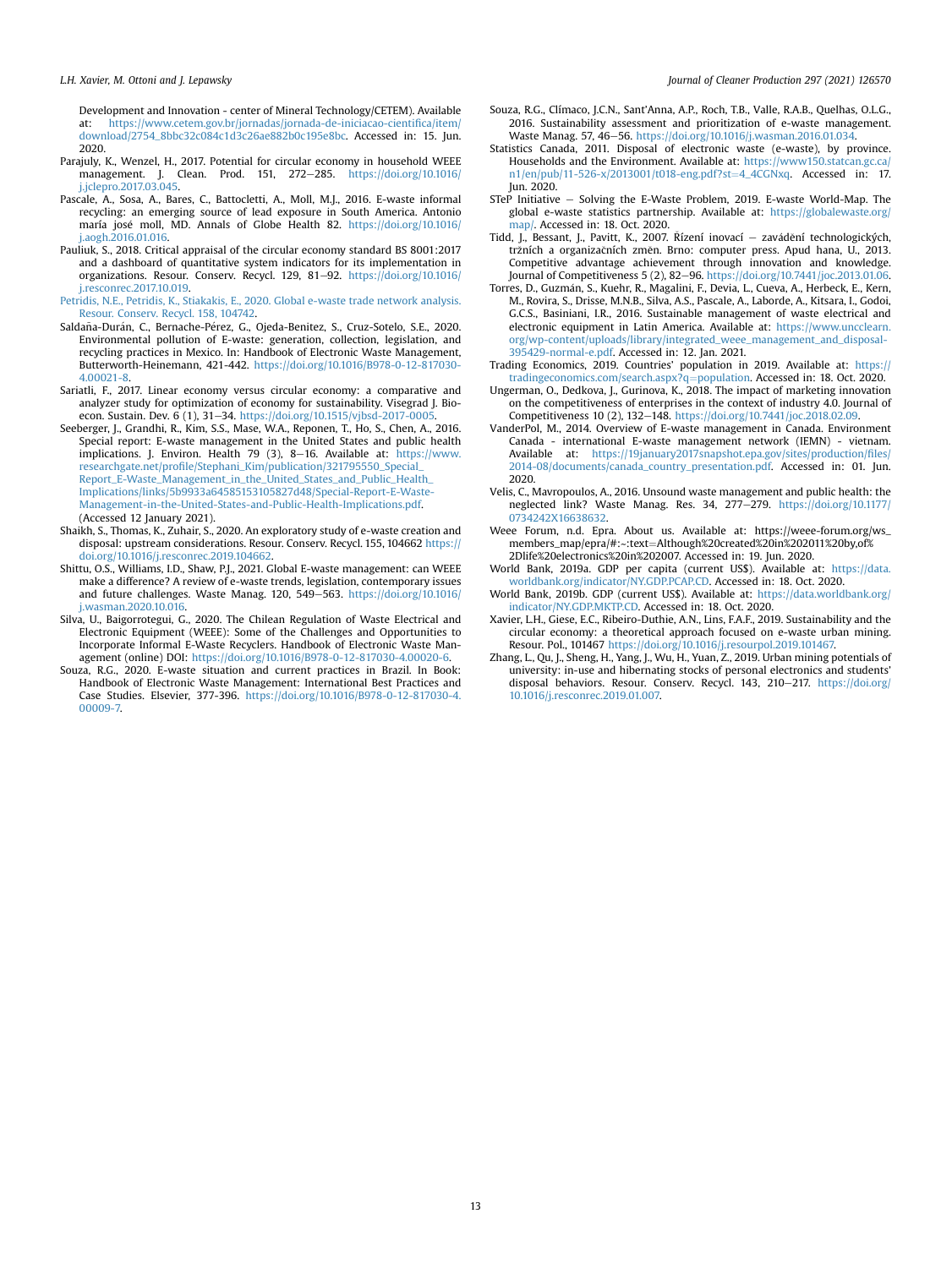Development and Innovation - center of Mineral Technology/CETEM). Available at: https://www.cetem.gov.br/jornadas/jornada-de-iniciacao-cientifica/item/download/2754_8bbc32c084c1d3c26ae882b0c195e8bc. Accessed in: 15. Jun. 2020.

Parajuly, K., Wenzel, H., 2017. Potential for circular economy in household WEEE management. J. Clean. Prod. 151, 272–285. https://doi.org/10.1016/j.jclepro.2017.03.045.

Pascale, A., Sosa, A., Bares, C., Battocletti, A., Moll, M.J., 2016. E-waste informal recycling: an emerging source of lead exposure in South America. Antonio maría josé moll, MD. Annals of Globe Health 82. https://doi.org/10.1016/j.aogh.2016.01.016.

Pauliuk, S., 2018. Critical appraisal of the circular economy standard BS 8001:2017 and a dashboard of quantitative system indicators for its implementation in organizations. Resour. Conserv. Recycl. 129, 81–92. https://doi.org/10.1016/j.resconrec.2017.10.019.

Petridis, N.E., Petridis, K., Stiakakis, E., 2020. Global e-waste trade network analysis. Resour. Conserv. Recycl. 158, 104742.

Saldaña-Durán, C., Bernache-Pérez, G., Ojeda-Benitez, S., Cruz-Sotelo, S.E., 2020. Environmental pollution of E-waste: generation, collection, legislation, and recycling practices in Mexico. In: Handbook of Electronic Waste Management, Butterworth-Heinemann, 421-442. https://doi.org/10.1016/B978-0-12-817030-4.00021-8.

Sariatli, F., 2017. Linear economy versus circular economy: a comparative and analyzer study for optimization of economy for sustainability. Visegrad J. Bioecon. Sustain. Dev. 6 (1), 31–34. https://doi.org/10.1515/vjbsd-2017-0005.

Seeberger, J., Grandhi, R., Kim, S.S., Mase, W.A., Reponen, T., Ho, S., Chen, A., 2016. Special report: E-waste management in the United States and public health implications. J. Environ. Health 79 (3), 8–16. Available at: https://www.researchgate.net/profile/Stephani_Kim/publication/321795550_Special_Report_E-Waste_Management_in_the_United_States_and_Public_Health_Implications/links/5b9933a64585153105827d48/Special-Report-E-Waste-Management-in-the-United-States-and-Public-Health-Implications.pdf. (Accessed 12 January 2021).

Shaikh, S., Thomas, K., Zuhair, S., 2020. An exploratory study of e-waste creation and disposal: upstream considerations. Resour. Conserv. Recycl. 155, 104662 https://doi.org/10.1016/j.resconrec.2019.104662.

Shittu, O.S., Williams, I.D., Shaw, P.J., 2021. Global E-waste management: can WEEE make a difference? A review of e-waste trends, legislation, contemporary issues and future challenges. Waste Manag. 120, 549–563. https://doi.org/10.1016/j.wasman.2020.10.016.

Silva, U., Baigorrotegui, G., 2020. The Chilean Regulation of Waste Electrical and Electronic Equipment (WEEE): Some of the Challenges and Opportunities to Incorporate Informal E-Waste Recyclers. Handbook of Electronic Waste Management (online) DOI: https://doi.org/10.1016/B978-0-12-817030-4.00020-6.

Souza, R.G., 2020. E-waste situation and current practices in Brazil. In Book: Handbook of Electronic Waste Management: International Best Practices and Case Studies. Elsevier, 377-396. https://doi.org/10.1016/B978-0-12-817030-4.00009-7.

Souza, R.G., Clímaco, J.C.N., Sant'Anna, A.P., Roch, T.B., Valle, R.A.B., Quelhas, O.L.G., 2016. Sustainability assessment and prioritization of e-waste management. Waste Manag. 57, 46–56. https://doi.org/10.1016/j.wasman.2016.01.034.

Statistics Canada, 2011. Disposal of electronic waste (e-waste), by province. Households and the Environment. Available at: https://www150.statcan.gc.ca/n1/en/pub/11-526-x/2013001/t018-eng.pdf?st=4_4CGNxq. Accessed in: 17. Jun. 2020.

STeP Initiative – Solving the E-Waste Problem, 2019. E-waste World-Map. The global e-waste statistics partnership. Available at: https://globalewaste.org/map/. Accessed in: 18. Oct. 2020.

Tidd, J., Bessant, J., Pavitt, K., 2007. Řízení inovací – zavádění technologických, tržních a organizačních změn. Brno: computer press. Apud hana, U., 2013. Competitive advantage achievement through innovation and knowledge. Journal of Competitiveness 5 (2), 82–96. https://doi.org/10.7441/joc.2013.01.06.

Torres, D., Guzmán, S., Kuehr, R., Magalini, F., Devia, L., Cueva, A., Herbeck, E., Kern, M., Rovira, S., Drisse, M.N.B., Silva, A.S., Pascale, A., Laborde, A., Kitsara, I., Godoi, G.C.S., Basiniani, I.R., 2016. Sustainable management of waste electrical and electronic equipment in Latin America. Available at: https://www.unccleam.org/wp-content/uploads/library/integrated_weee_management_and_disposal-395429-normal-e.pdf. Accessed in: 12. Jan. 2021.

Trading Economics, 2019. Countries' population in 2019. Available at: https://tradingeconomics.com/search.aspx?q=population. Accessed in: 18. Oct. 2020.

Ungerman, O., Dedkova, J., Gurinova, K., 2018. The impact of marketing innovation on the competitiveness of enterprises in the context of industry 4.0. Journal of Competitiveness 10 (2), 132–148. https://doi.org/10.7441/joc.2018.02.09.

VanderPol, M., 2014. Overview of E-waste management in Canada. Environment Canada - international E-waste management network (IEMN) - vietnam. Available at: https://19january2017snapshot.epa.gov/sites/production/files/2014-08/documents/canada_country_presentation.pdf. Accessed in: 01. Jun. 2020.

Velis, C., Mavropoulos, A., 2016. Unsound waste management and public health: the neglected link? Waste Manag. Res. 34, 277–279. https://doi.org/10.1177/0734242X16638632.

Weee Forum, n.d. Epra. About us. Available at: https://weee-forum.org/ws_members_map/epra/#:~:text=Although%20created%20in%202011%20by,of%2Dlife%20electronics%20in%202007. Accessed in: 19. Jun. 2020.

World Bank, 2019a. GDP per capita (current US$). Available at: https://data.worldbank.org/indicator/NY.GDP.PCAP.CD. Accessed in: 18. Oct. 2020.

World Bank, 2019b. GDP (current US$). Available at: https://data.worldbank.org/indicator/NY.GDP.MKTP.CD. Accessed in: 18. Oct. 2020.

Xavier, L.H., Giese, E.C., Ribeiro-Duthie, A.N., Lins, F.A.F., 2019. Sustainability and the circular economy: a theoretical approach focused on e-waste urban mining. Resour. Pol., 101467 https://doi.org/10.1016/j.resourpol.2019.101467.

Zhang, L., Qu, J., Sheng, H., Yang, J., Wu, H., Yuan, Z., 2019. Urban mining potentials of university: in-use and hibernating stocks of personal electronics and students' disposal behaviors. Resour. Conserv. Recycl. 143, 210–217. https://doi.org/10.1016/j.resconrec.2019.01.007.